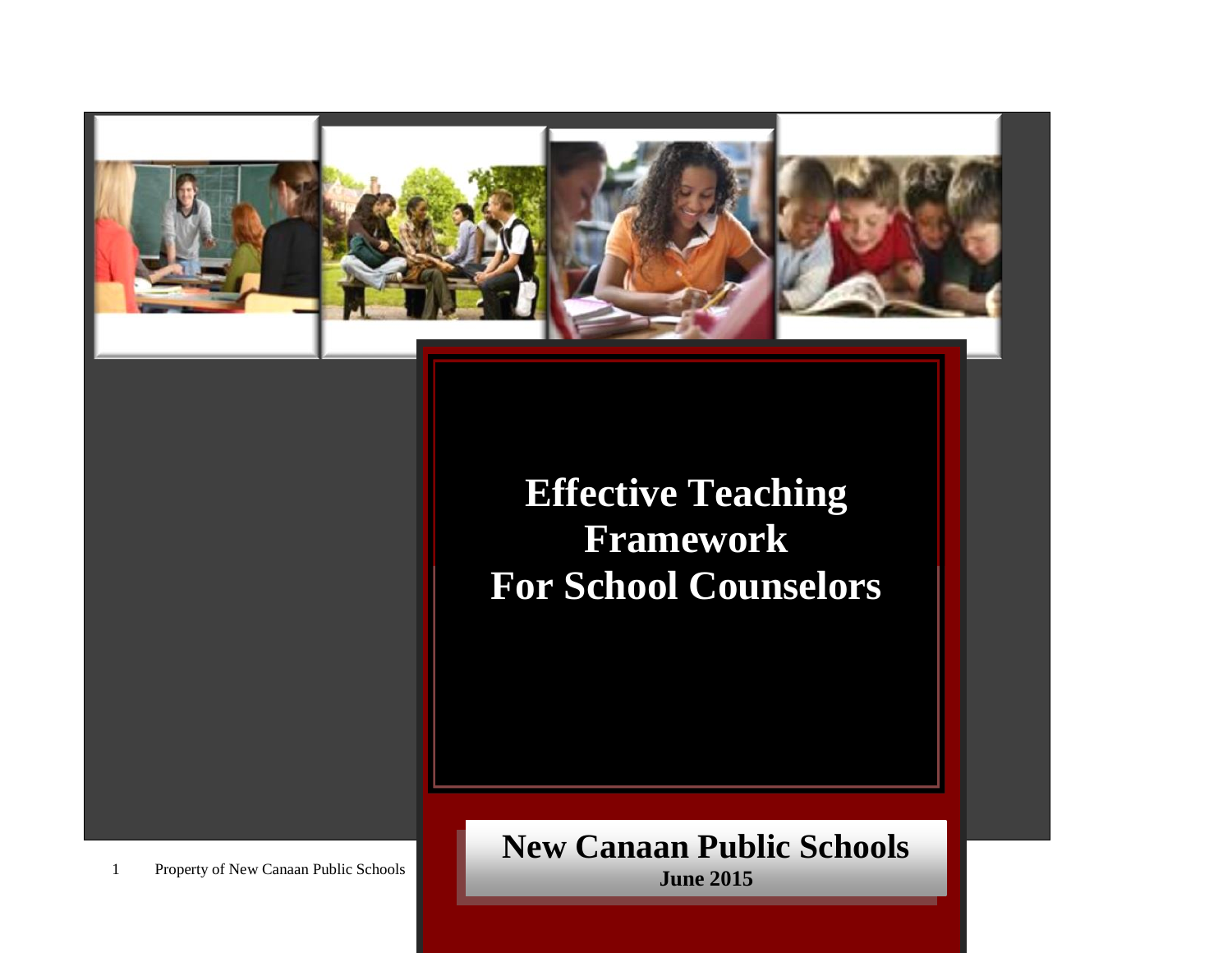# Effective Teaching Framework For School Counselors

**New Canaan Public Schools**

**June 2015**

Property of New Canaan Public Schools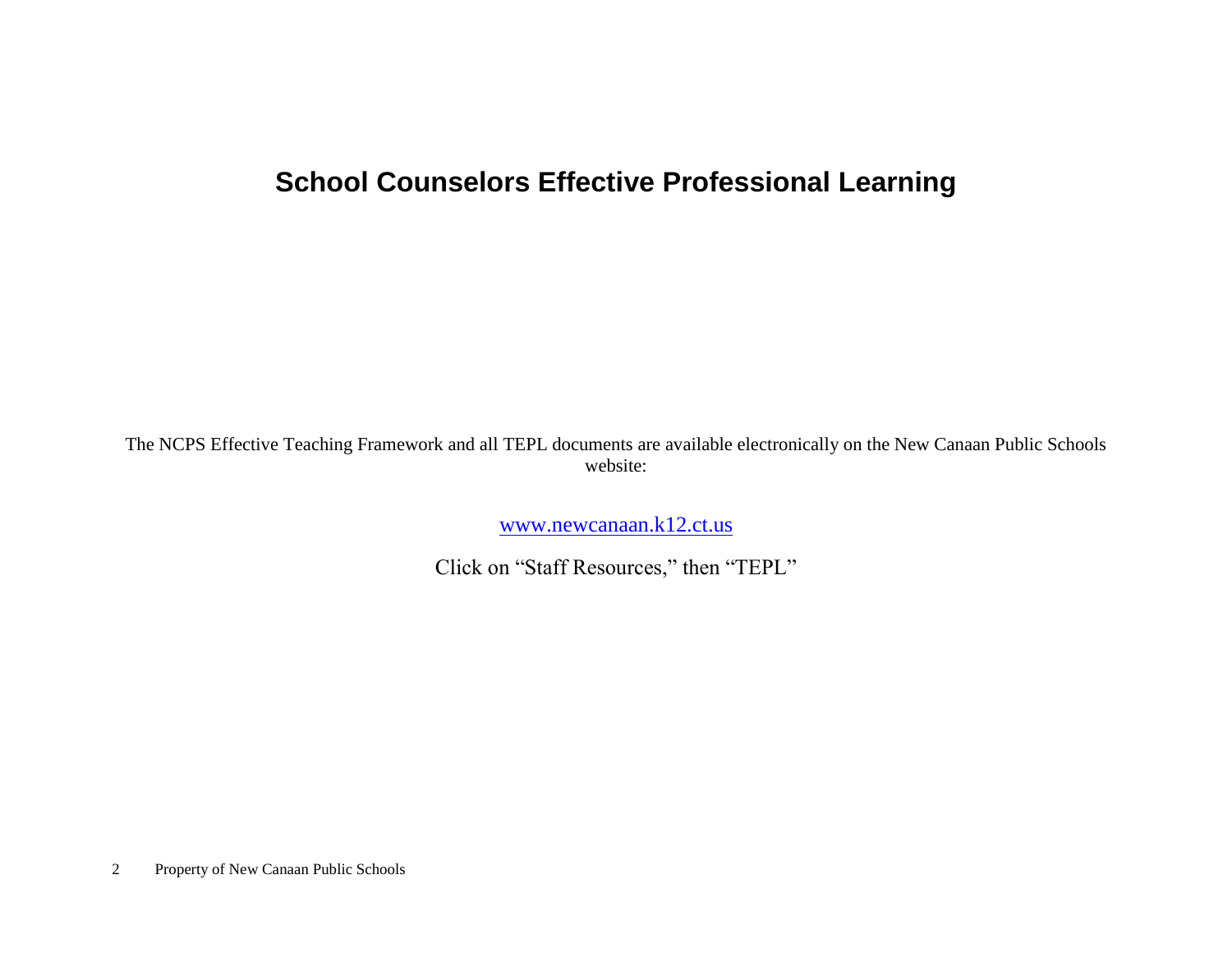# School Counselors Effective Professional Learning

The NCPS Effective Teaching Framework and all TEPL documents are available electronically on the New Canaan Public Schools website:

[www.newcanaan.k12.ct.us](http://www.newcanaan.k12.ct.us)

Click on "Staff Resources," then "TEPL"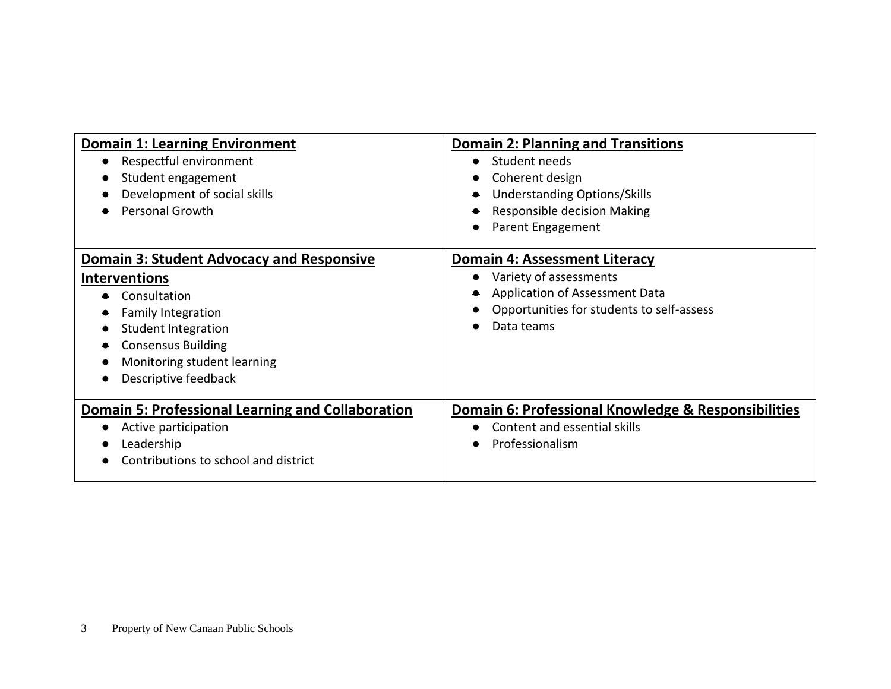| **Domain 1: Learning Environment** | **Domain 2: Planning and Transitions** |
|---|---|
| • Respectful environment<br>• Student engagement<br>• Development of social skills<br>• Personal Growth | • Student needs<br>• Coherent design<br>• Understanding Options/Skills<br>• Responsible decision Making<br>• Parent Engagement |
| **Domain 3: Student Advocacy and Responsive Interventions** | **Domain 4: Assessment Literacy** |
| • Consultation<br>• Family Integration<br>• Student Integration<br>• Consensus Building<br>• Monitoring student learning<br>• Descriptive feedback | • Variety of assessments<br>• Application of Assessment Data<br>• Opportunities for students to self-assess<br>• Data teams |
| **Domain 5: Professional Learning and Collaboration** | **Domain 6: Professional Knowledge & Responsibilities** |
| • Active participation<br>• Leadership<br>• Contributions to school and district | • Content and essential skills<br>• Professionalism |

Property of New Canaan Public Schools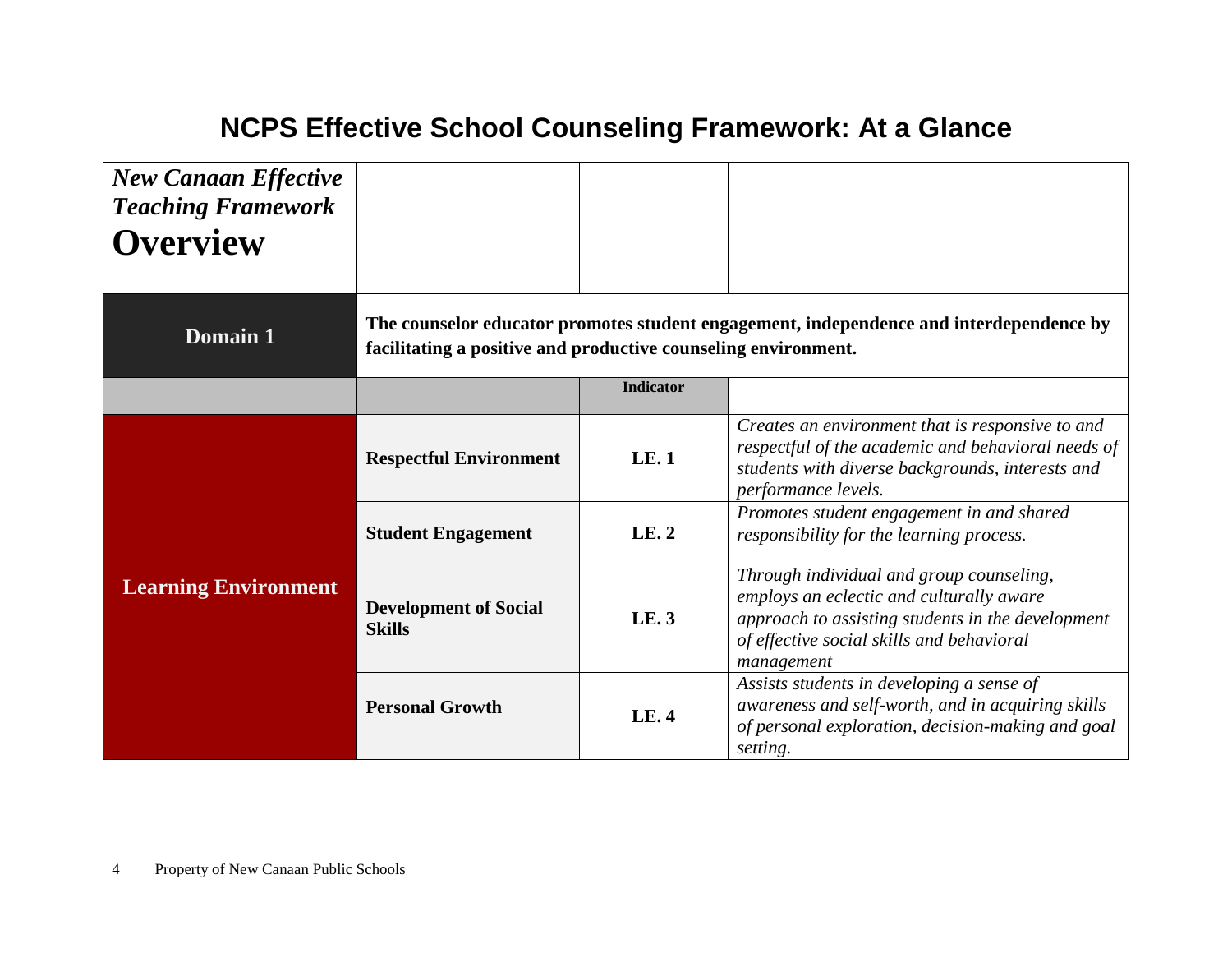# NCPS Effective School Counseling Framework: At a Glance

| *New Canaan Effective Teaching Framework* **Overview** | | | |
|---|---|---|---|
| **Domain 1** | **The counselor educator promotes student engagement, independence and interdependence by facilitating a positive and productive counseling environment.** | | |
| | | **Indicator** | |
| **Learning Environment** | **Respectful Environment** | **LE. 1** | *Creates an environment that is responsive to and respectful of the academic and behavioral needs of students with diverse backgrounds, interests and performance levels.* |
| | **Student Engagement** | **LE. 2** | *Promotes student engagement in and shared responsibility for the learning process.* |
| | **Development of Social Skills** | **LE. 3** | *Through individual and group counseling, employs an eclectic and culturally aware approach to assisting students in the development of effective social skills and behavioral management* |
| | **Personal Growth** | **LE. 4** | *Assists students in developing a sense of awareness and self-worth, and in acquiring skills of personal exploration, decision-making and goal setting.* |

Property of New Canaan Public Schools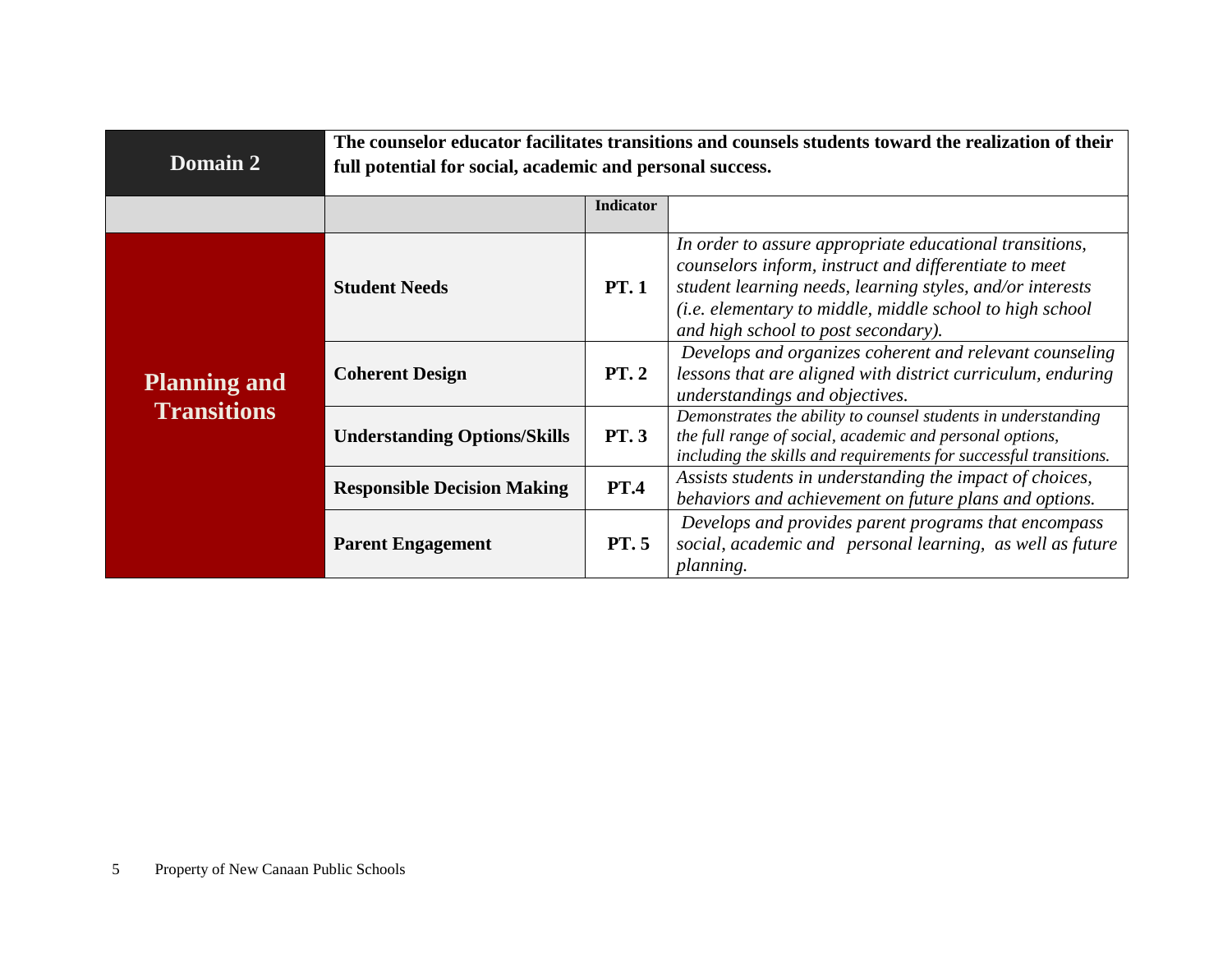| Domain 2 | The counselor educator facilitates transitions and counsels students toward the realization of their full potential for social, academic and personal success. | | |
|---|---|---|---|
| | | **Indicator** | |
| **Planning and Transitions** | **Student Needs** | **PT. 1** | *In order to assure appropriate educational transitions, counselors inform, instruct and differentiate to meet student learning needs, learning styles, and/or interests (i.e. elementary to middle, middle school to high school and high school to post secondary).* |
| | **Coherent Design** | **PT. 2** | *Develops and organizes coherent and relevant counseling lessons that are aligned with district curriculum, enduring understandings and objectives.* |
| | **Understanding Options/Skills** | **PT. 3** | *Demonstrates the ability to counsel students in understanding the full range of social, academic and personal options, including the skills and requirements for successful transitions.* |
| | **Responsible Decision Making** | **PT.4** | *Assists students in understanding the impact of choices, behaviors and achievement on future plans and options.* |
| | **Parent Engagement** | **PT. 5** | *Develops and provides parent programs that encompass social, academic and personal learning, as well as future planning.* |

Property of New Canaan Public Schools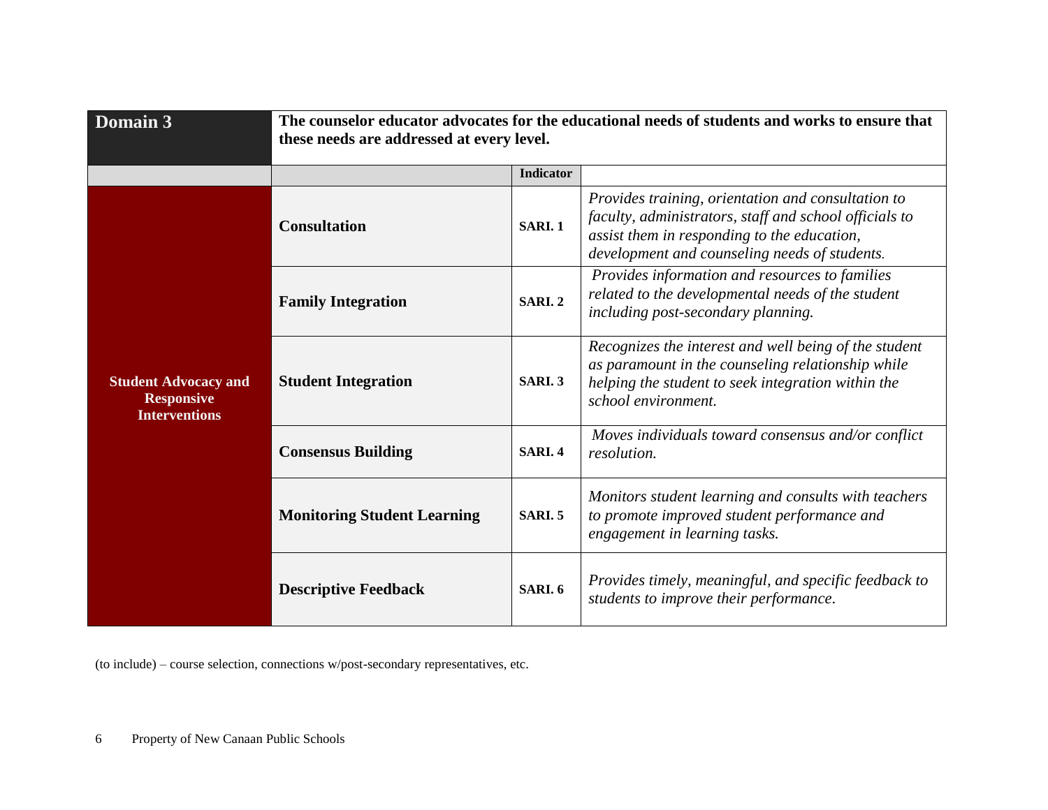| Domain 3 | The counselor educator advocates for the educational needs of students and works to ensure that these needs are addressed at every level. | | |
|---|---|---|---|
| | | **Indicator** | |
| **Student Advocacy and Responsive Interventions** | **Consultation** | **SARI. 1** | *Provides training, orientation and consultation to faculty, administrators, staff and school officials to assist them in responding to the education, development and counseling needs of students.* |
| | **Family Integration** | **SARI. 2** | *Provides information and resources to families related to the developmental needs of the student including post-secondary planning.* |
| | **Student Integration** | **SARI. 3** | *Recognizes the interest and well being of the student as paramount in the counseling relationship while helping the student to seek integration within the school environment.* |
| | **Consensus Building** | **SARI. 4** | *Moves individuals toward consensus and/or conflict resolution.* |
| | **Monitoring Student Learning** | **SARI. 5** | *Monitors student learning and consults with teachers to promote improved student performance and engagement in learning tasks.* |
| | **Descriptive Feedback** | **SARI. 6** | *Provides timely, meaningful, and specific feedback to students to improve their performance.* |

(to include) – course selection, connections w/post-secondary representatives, etc.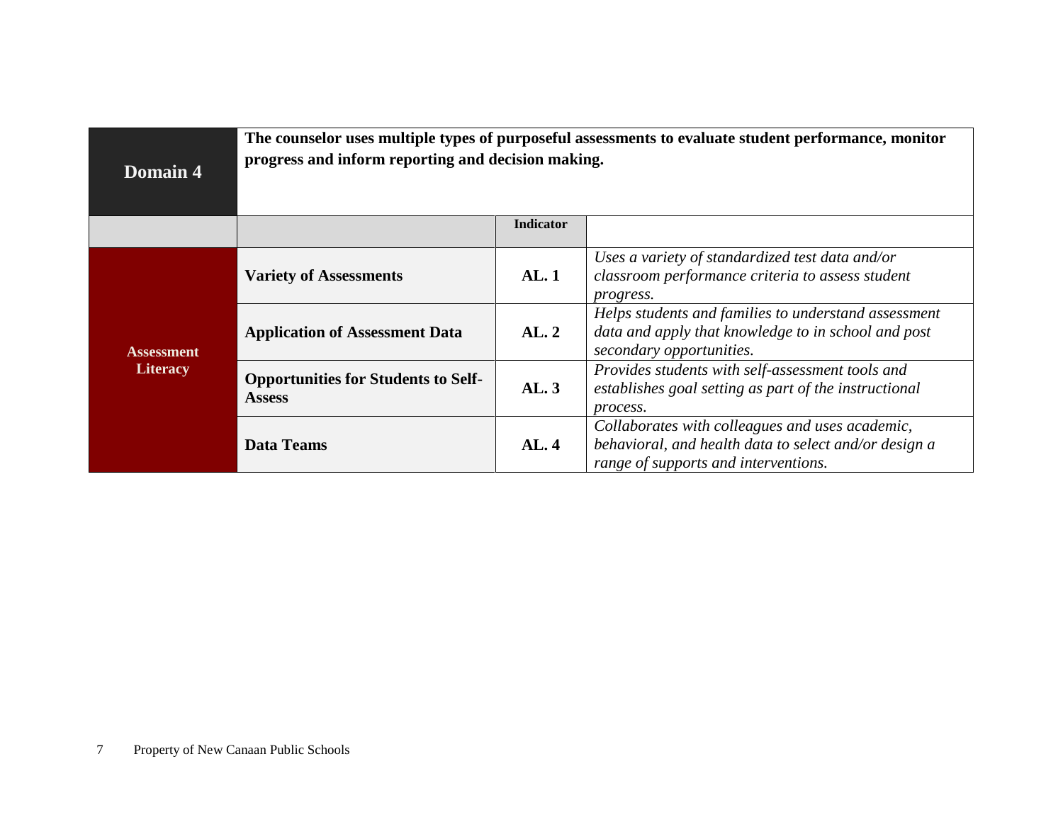| **Domain 4** | **The counselor uses multiple types of purposeful assessments to evaluate student performance, monitor progress and inform reporting and decision making.** | | |
|---|---|---|---|
| | | **Indicator** | |
| **Assessment Literacy** | **Variety of Assessments** | **AL. 1** | *Uses a variety of standardized test data and/or classroom performance criteria to assess student progress.* |
| | **Application of Assessment Data** | **AL. 2** | *Helps students and families to understand assessment data and apply that knowledge to in school and post secondary opportunities.* |
| | **Opportunities for Students to Self-Assess** | **AL. 3** | *Provides students with self-assessment tools and establishes goal setting as part of the instructional process.* |
| | **Data Teams** | **AL. 4** | *Collaborates with colleagues and uses academic, behavioral, and health data to select and/or design a range of supports and interventions.* |

Property of New Canaan Public Schools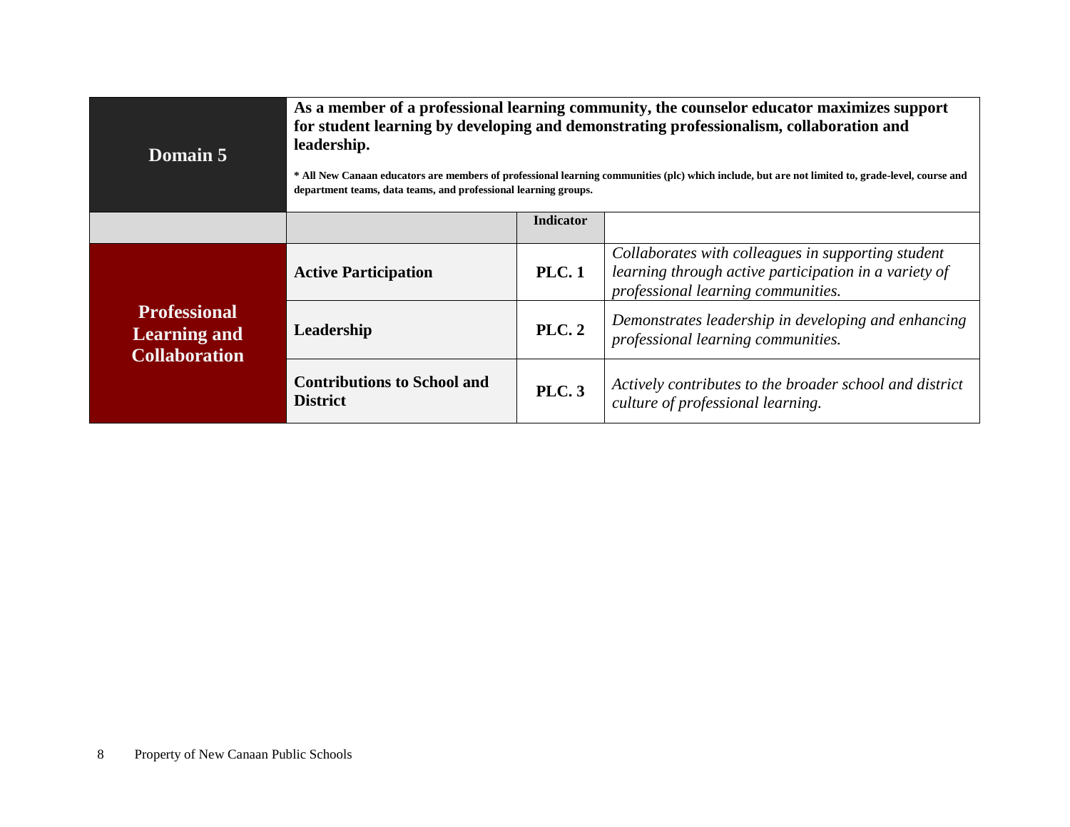| Domain 5 | As a member of a professional learning community, the counselor educator maximizes support for student learning by developing and demonstrating professionalism, collaboration and leadership.<br><br>* All New Canaan educators are members of professional learning communities (plc) which include, but are not limited to, grade-level, course and department teams, data teams, and professional learning groups. | | |
|---|---|---|---|
| | | **Indicator** | |
| **Professional Learning and Collaboration** | **Active Participation** | **PLC. 1** | *Collaborates with colleagues in supporting student learning through active participation in a variety of professional learning communities.* |
| | **Leadership** | **PLC. 2** | *Demonstrates leadership in developing and enhancing professional learning communities.* |
| | **Contributions to School and District** | **PLC. 3** | *Actively contributes to the broader school and district culture of professional learning.* |

Property of New Canaan Public Schools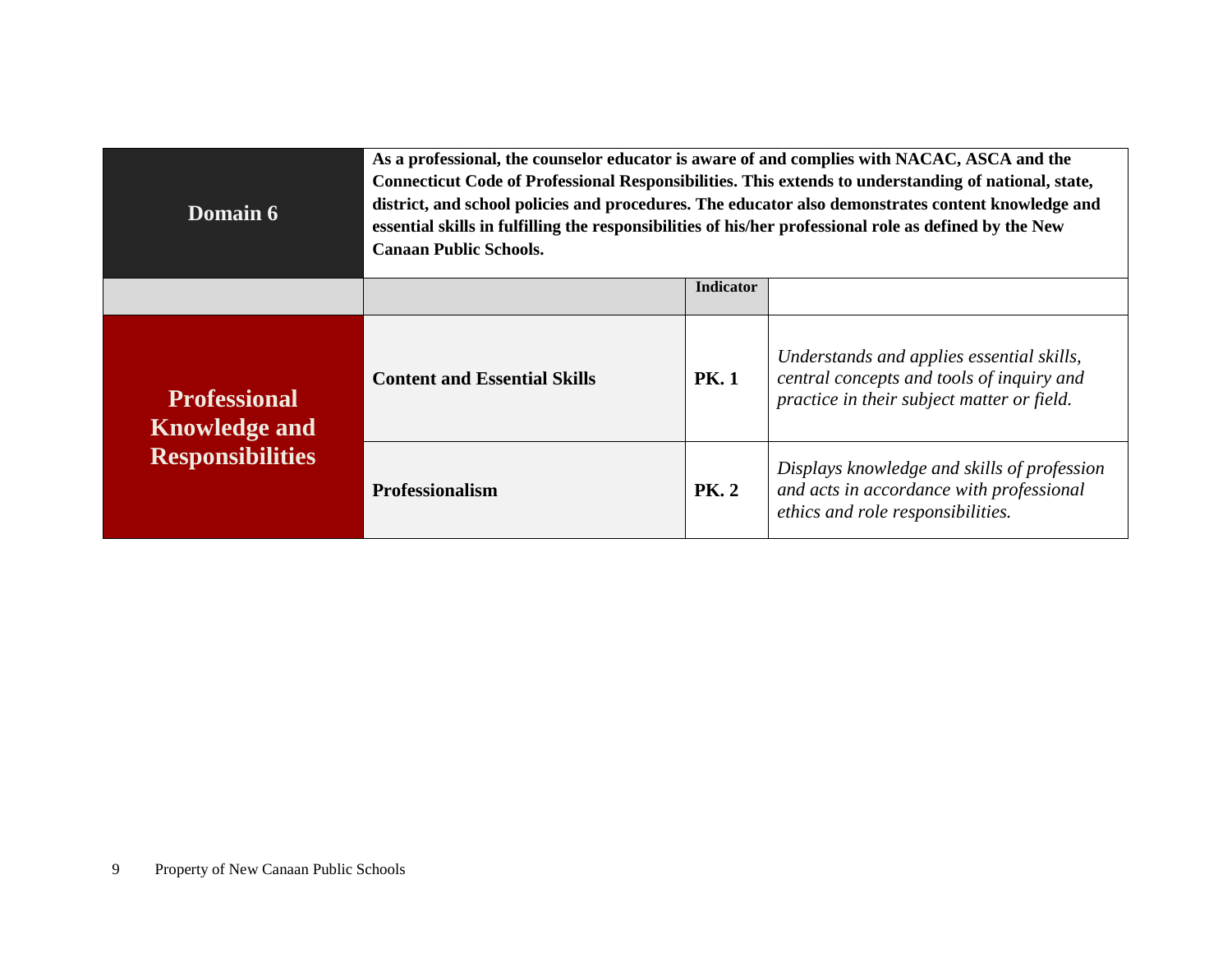| Domain 6 | As a professional, the counselor educator is aware of and complies with NACAC, ASCA and the Connecticut Code of Professional Responsibilities. This extends to understanding of national, state, district, and school policies and procedures. The educator also demonstrates content knowledge and essential skills in fulfilling the responsibilities of his/her professional role as defined by the New Canaan Public Schools. | | |
|---|---|---|---|
| | | **Indicator** | |
| **Professional Knowledge and Responsibilities** | **Content and Essential Skills** | **PK. 1** | *Understands and applies essential skills, central concepts and tools of inquiry and practice in their subject matter or field.* |
| | **Professionalism** | **PK. 2** | *Displays knowledge and skills of profession and acts in accordance with professional ethics and role responsibilities.* |

Property of New Canaan Public Schools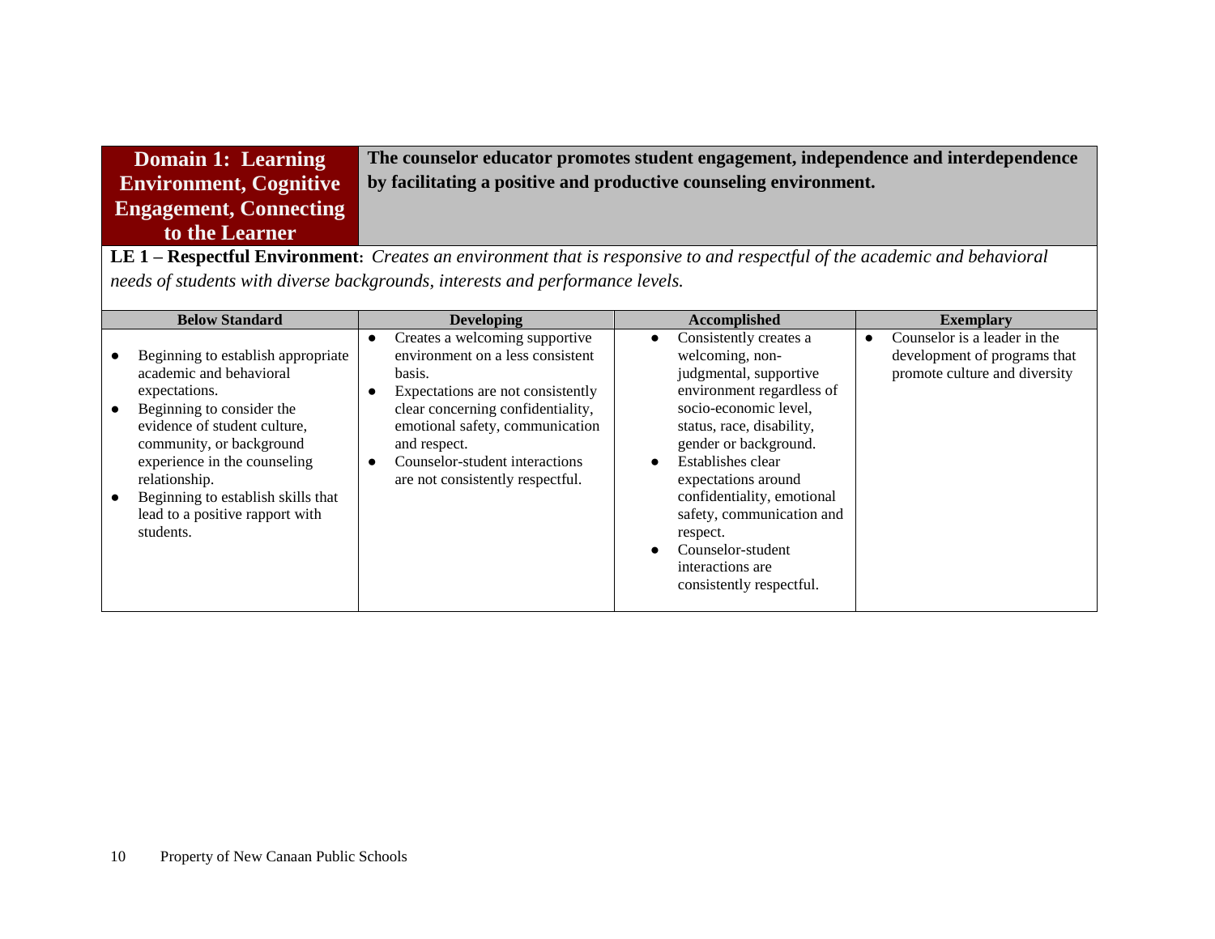| Domain 1: Learning Environment, Cognitive Engagement, Connecting to the Learner | The counselor educator promotes student engagement, independence and interdependence by facilitating a positive and productive counseling environment. | | |
|---|---|---|---|
| **LE 1 – Respectful Environment:** *Creates an environment that is responsive to and respectful of the academic and behavioral needs of students with diverse backgrounds, interests and performance levels.* | | | |
| **Below Standard** | **Developing** | **Accomplished** | **Exemplary** |
| • Beginning to establish appropriate academic and behavioral expectations.<br>• Beginning to consider the evidence of student culture, community, or background experience in the counseling relationship.<br>• Beginning to establish skills that lead to a positive rapport with students. | • Creates a welcoming supportive environment on a less consistent basis.<br>• Expectations are not consistently clear concerning confidentiality, emotional safety, communication and respect.<br>• Counselor-student interactions are not consistently respectful. | • Consistently creates a welcoming, non-judgmental, supportive environment regardless of socio-economic level, status, race, disability, gender or background.<br>• Establishes clear expectations around confidentiality, emotional safety, communication and respect.<br>• Counselor-student interactions are consistently respectful. | • Counselor is a leader in the development of programs that promote culture and diversity |

Property of New Canaan Public Schools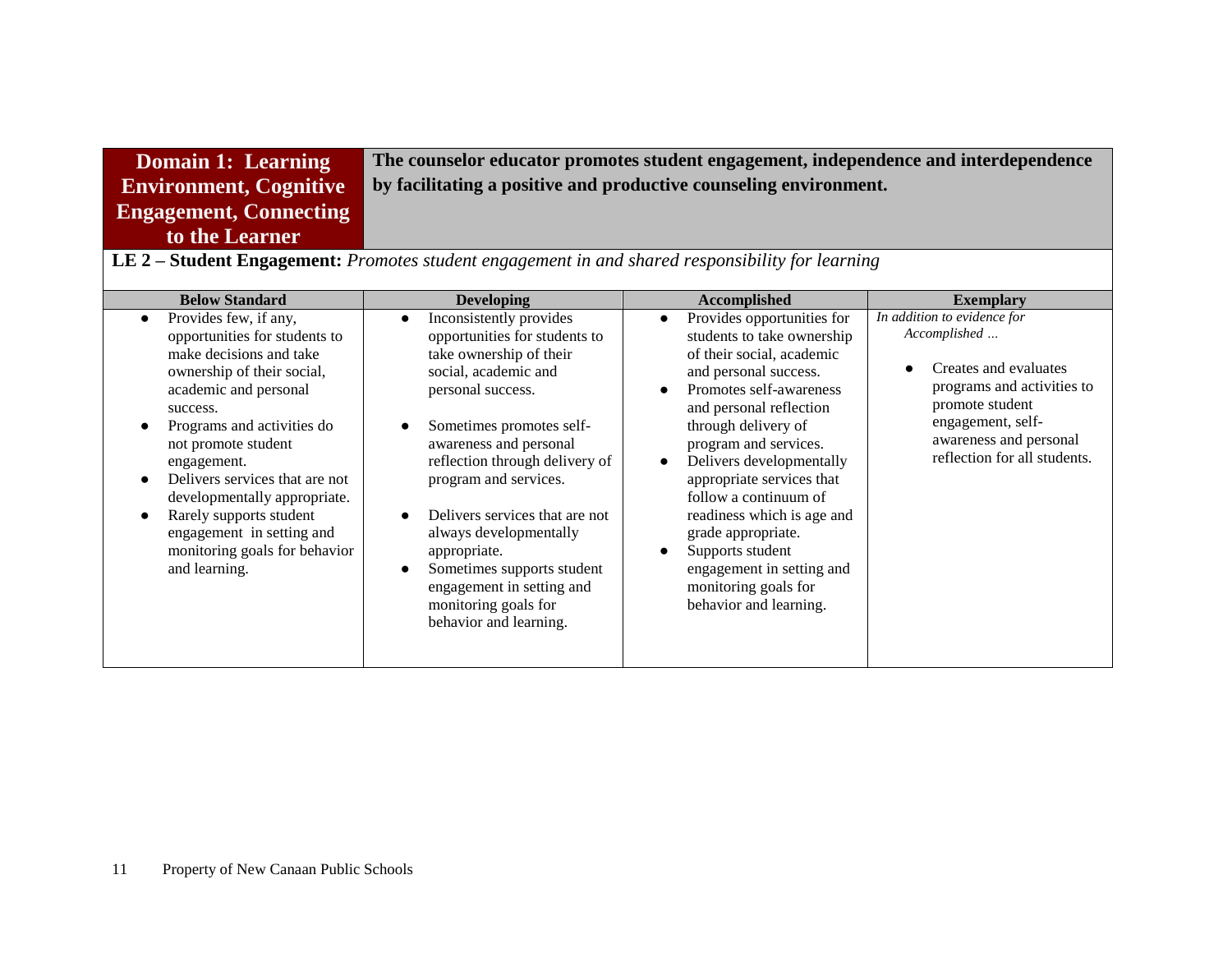| **Domain 1: Learning Environment, Cognitive Engagement, Connecting to the Learner** | **The counselor educator promotes student engagement, independence and interdependence by facilitating a positive and productive counseling environment.** |
|---|---|

**LE 2 – Student Engagement:** *Promotes student engagement in and shared responsibility for learning*

| Below Standard | Developing | Accomplished | Exemplary |
|---|---|---|---|
| • Provides few, if any, opportunities for students to make decisions and take ownership of their social, academic and personal success.<br>• Programs and activities do not promote student engagement.<br>• Delivers services that are not developmentally appropriate.<br>• Rarely supports student engagement in setting and monitoring goals for behavior and learning. | • Inconsistently provides opportunities for students to take ownership of their social, academic and personal success.<br>• Sometimes promotes self-awareness and personal reflection through delivery of program and services.<br>• Delivers services that are not always developmentally appropriate.<br>• Sometimes supports student engagement in setting and monitoring goals for behavior and learning. | • Provides opportunities for students to take ownership of their social, academic and personal success.<br>• Promotes self-awareness and personal reflection through delivery of program and services.<br>• Delivers developmentally appropriate services that follow a continuum of readiness which is age and grade appropriate.<br>• Supports student engagement in setting and monitoring goals for behavior and learning. | *In addition to evidence for Accomplished …*<br>• Creates and evaluates programs and activities to promote student engagement, self-awareness and personal reflection for all students. |

Property of New Canaan Public Schools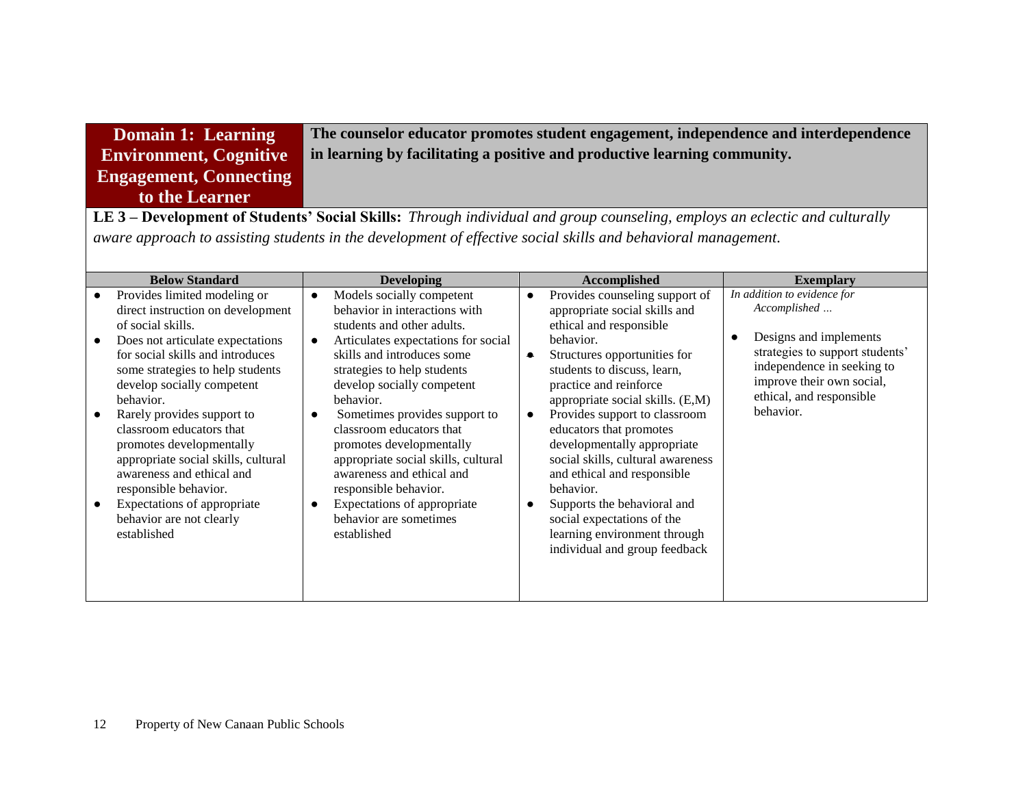| **Domain 1: Learning Environment, Cognitive Engagement, Connecting to the Learner** | **The counselor educator promotes student engagement, independence and interdependence in learning by facilitating a positive and productive learning community.** |
|---|---|

**LE 3 – Development of Students' Social Skills:** *Through individual and group counseling, employs an eclectic and culturally aware approach to assisting students in the development of effective social skills and behavioral management.*

| Below Standard | Developing | Accomplished | Exemplary |
|---|---|---|---|
| • Provides limited modeling or direct instruction on development of social skills.<br>• Does not articulate expectations for social skills and introduces some strategies to help students develop socially competent behavior.<br>• Rarely provides support to classroom educators that promotes developmentally appropriate social skills, cultural awareness and ethical and responsible behavior.<br>• Expectations of appropriate behavior are not clearly established | • Models socially competent behavior in interactions with students and other adults.<br>• Articulates expectations for social skills and introduces some strategies to help students develop socially competent behavior.<br>• Sometimes provides support to classroom educators that promotes developmentally appropriate social skills, cultural awareness and ethical and responsible behavior.<br>• Expectations of appropriate behavior are sometimes established | • Provides counseling support of appropriate social skills and ethical and responsible behavior.<br>• Structures opportunities for students to discuss, learn, practice and reinforce appropriate social skills. (E,M)<br>• Provides support to classroom educators that promotes developmentally appropriate social skills, cultural awareness and ethical and responsible behavior.<br>• Supports the behavioral and social expectations of the learning environment through individual and group feedback | *In addition to evidence for Accomplished …*<br><br>• Designs and implements strategies to support students' independence in seeking to improve their own social, ethical, and responsible behavior. |

Property of New Canaan Public Schools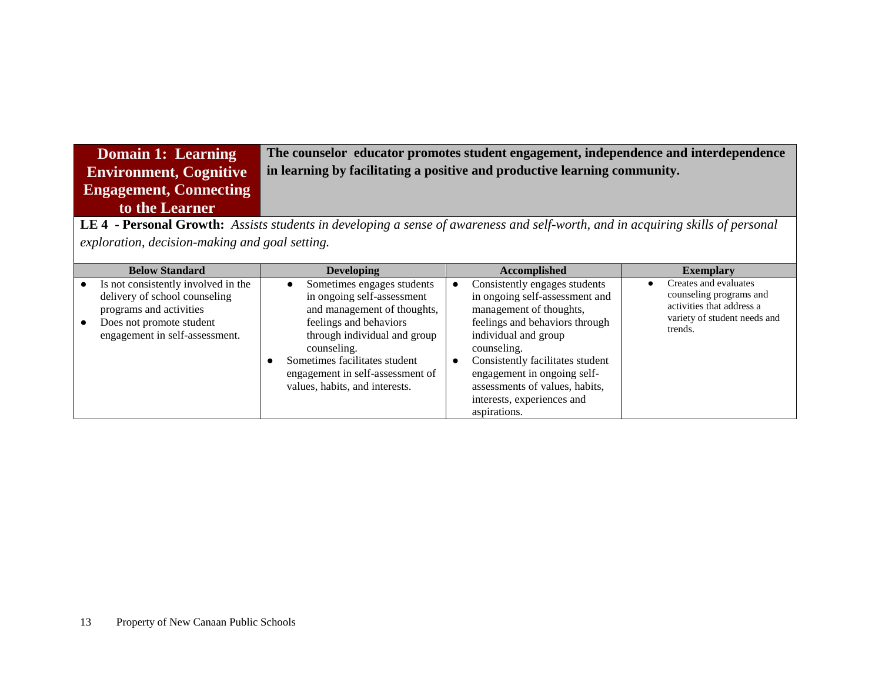| Domain 1: Learning Environment, Cognitive Engagement, Connecting to the Learner | The counselor educator promotes student engagement, independence and interdependence in learning by facilitating a positive and productive learning community. |
|---|---|

**LE 4 - Personal Growth:** *Assists students in developing a sense of awareness and self-worth, and in acquiring skills of personal exploration, decision-making and goal setting.*

| Below Standard | Developing | Accomplished | Exemplary |
|---|---|---|---|
| • Is not consistently involved in the delivery of school counseling programs and activities<br>• Does not promote student engagement in self-assessment. | • Sometimes engages students in ongoing self-assessment and management of thoughts, feelings and behaviors through individual and group counseling.<br>• Sometimes facilitates student engagement in self-assessment of values, habits, and interests. | • Consistently engages students in ongoing self-assessment and management of thoughts, feelings and behaviors through individual and group counseling.<br>• Consistently facilitates student engagement in ongoing self-assessments of values, habits, interests, experiences and aspirations. | • Creates and evaluates counseling programs and activities that address a variety of student needs and trends. |

Property of New Canaan Public Schools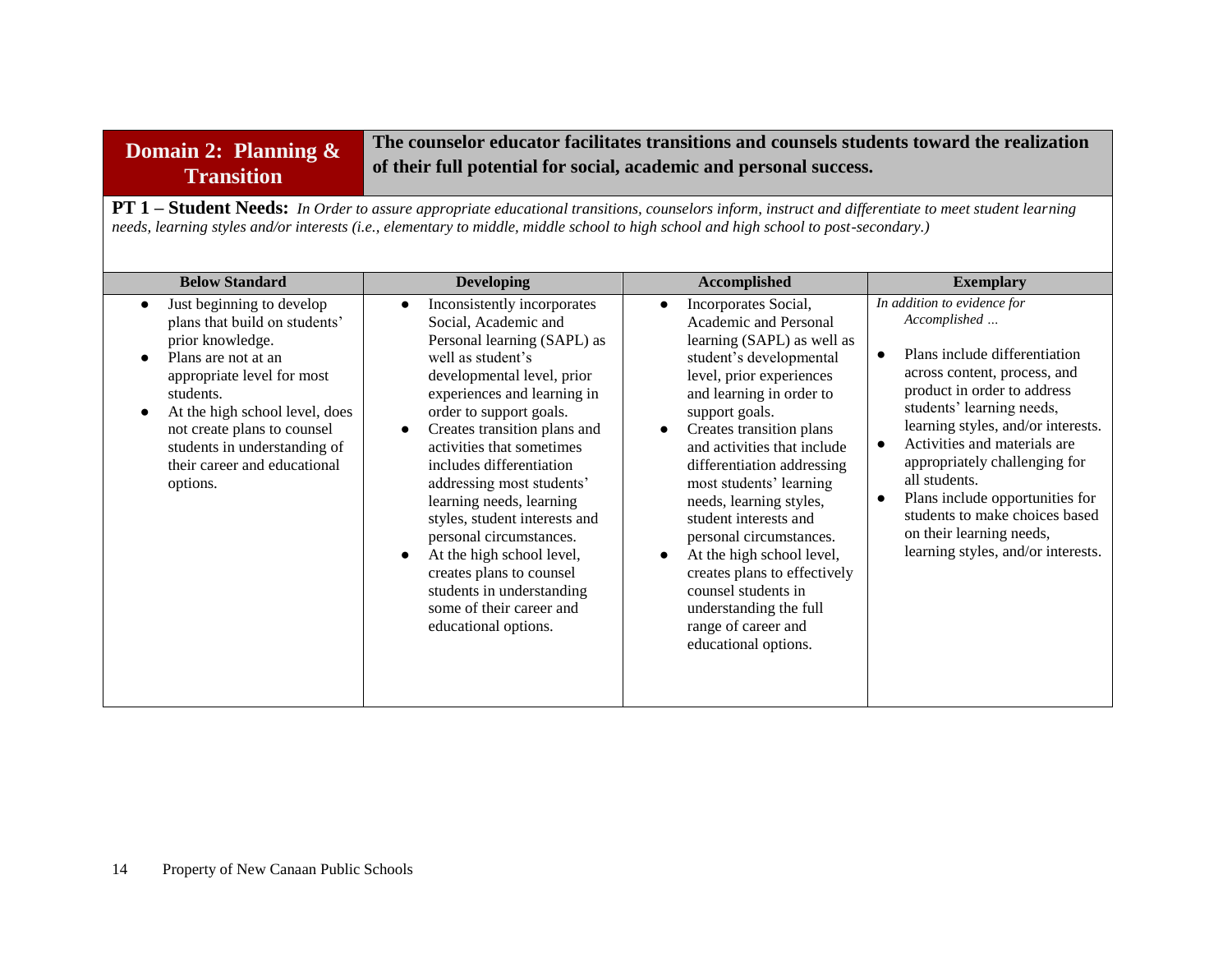| Domain 2: Planning & Transition | The counselor educator facilitates transitions and counsels students toward the realization of their full potential for social, academic and personal success. |
|---|---|

**PT 1 – Student Needs:** *In Order to assure appropriate educational transitions, counselors inform, instruct and differentiate to meet student learning needs, learning styles and/or interests (i.e., elementary to middle, middle school to high school and high school to post-secondary.)*

| Below Standard | Developing | Accomplished | Exemplary |
|---|---|---|---|
| • Just beginning to develop plans that build on students' prior knowledge.<br>• Plans are not at an appropriate level for most students.<br>• At the high school level, does not create plans to counsel students in understanding of their career and educational options. | • Inconsistently incorporates Social, Academic and Personal learning (SAPL) as well as student's developmental level, prior experiences and learning in order to support goals.<br>• Creates transition plans and activities that sometimes includes differentiation addressing most students' learning needs, learning styles, student interests and personal circumstances.<br>• At the high school level, creates plans to counsel students in understanding some of their career and educational options. | • Incorporates Social, Academic and Personal learning (SAPL) as well as student's developmental level, prior experiences and learning in order to support goals.<br>• Creates transition plans and activities that include differentiation addressing most students' learning needs, learning styles, student interests and personal circumstances.<br>• At the high school level, creates plans to effectively counsel students in understanding the full range of career and educational options. | *In addition to evidence for Accomplished …*<br>• Plans include differentiation across content, process, and product in order to address students' learning needs, learning styles, and/or interests.<br>• Activities and materials are appropriately challenging for all students.<br>• Plans include opportunities for students to make choices based on their learning needs, learning styles, and/or interests. |

Property of New Canaan Public Schools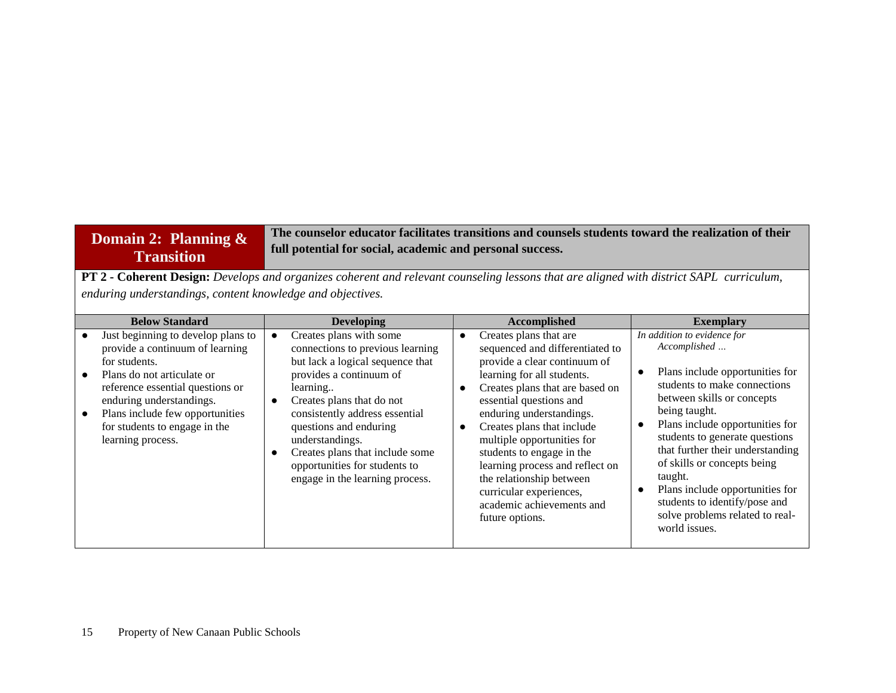## Domain 2: Planning & Transition

**The counselor educator facilitates transitions and counsels students toward the realization of their full potential for social, academic and personal success.**

**PT 2 - Coherent Design:** *Develops and organizes coherent and relevant counseling lessons that are aligned with district SAPL curriculum, enduring understandings, content knowledge and objectives.*

| Below Standard | Developing | Accomplished | Exemplary |
|---|---|---|---|
| ● Just beginning to develop plans to provide a continuum of learning for students.<br>● Plans do not articulate or reference essential questions or enduring understandings.<br>● Plans include few opportunities for students to engage in the learning process. | ● Creates plans with some connections to previous learning but lack a logical sequence that provides a continuum of learning..<br>● Creates plans that do not consistently address essential questions and enduring understandings.<br>● Creates plans that include some opportunities for students to engage in the learning process. | ● Creates plans that are sequenced and differentiated to provide a clear continuum of learning for all students.<br>● Creates plans that are based on essential questions and enduring understandings.<br>● Creates plans that include multiple opportunities for students to engage in the learning process and reflect on the relationship between curricular experiences, academic achievements and future options. | *In addition to evidence for Accomplished …*<br>● Plans include opportunities for students to make connections between skills or concepts being taught.<br>● Plans include opportunities for students to generate questions that further their understanding of skills or concepts being taught.<br>● Plans include opportunities for students to identify/pose and solve problems related to real-world issues. |

Property of New Canaan Public Schools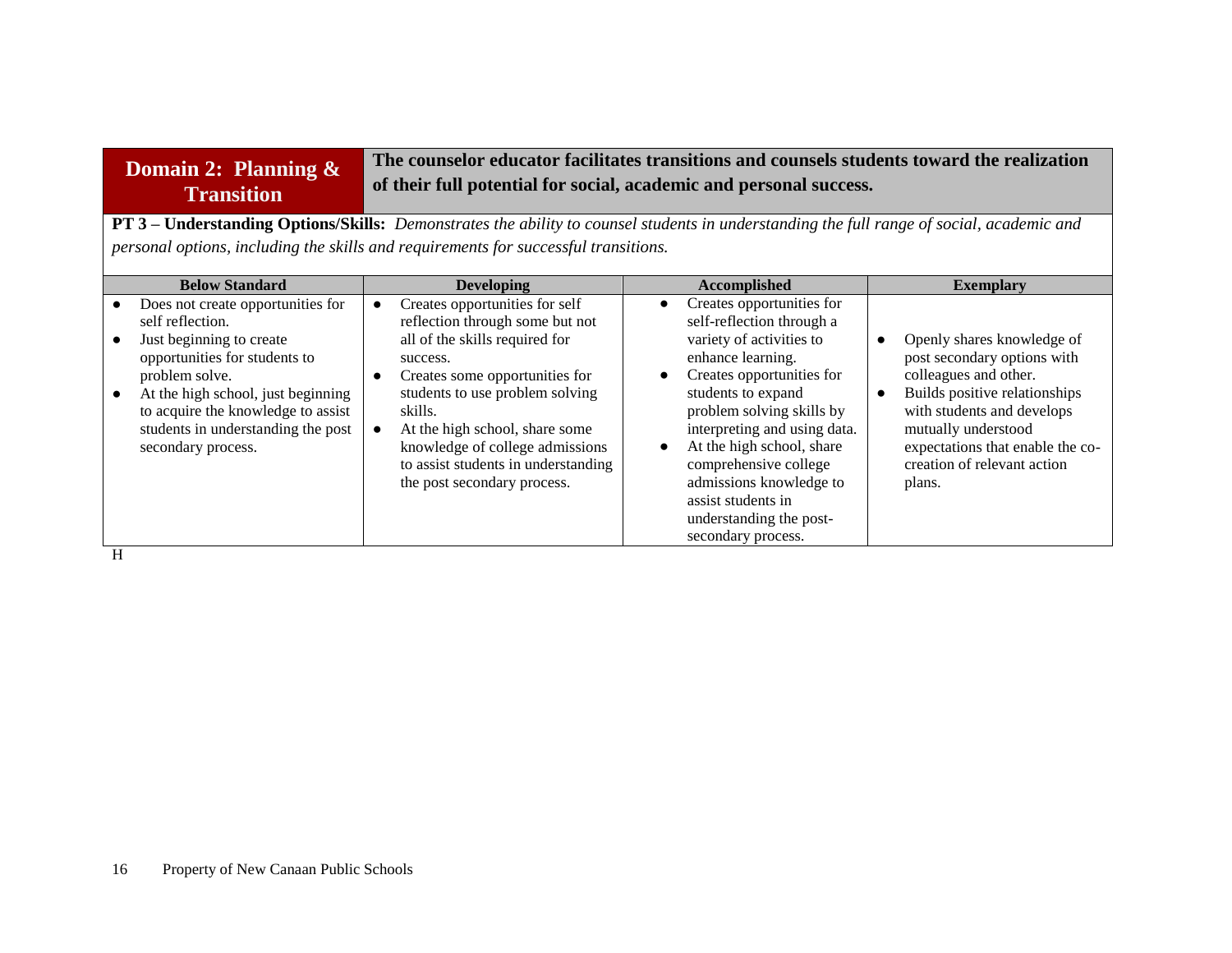| **Domain 2: Planning & Transition** | **The counselor educator facilitates transitions and counsels students toward the realization of their full potential for social, academic and personal success.** |
|---|---|

**PT 3 – Understanding Options/Skills:** *Demonstrates the ability to counsel students in understanding the full range of social, academic and personal options, including the skills and requirements for successful transitions.*

| Below Standard | Developing | Accomplished | Exemplary |
|---|---|---|---|
| • Does not create opportunities for self reflection.<br>• Just beginning to create opportunities for students to problem solve.<br>• At the high school, just beginning to acquire the knowledge to assist students in understanding the post secondary process. | • Creates opportunities for self reflection through some but not all of the skills required for success.<br>• Creates some opportunities for students to use problem solving skills.<br>• At the high school, share some knowledge of college admissions to assist students in understanding the post secondary process. | • Creates opportunities for self-reflection through a variety of activities to enhance learning.<br>• Creates opportunities for students to expand problem solving skills by interpreting and using data.<br>• At the high school, share comprehensive college admissions knowledge to assist students in understanding the post-secondary process. | • Openly shares knowledge of post secondary options with colleagues and other.<br>• Builds positive relationships with students and develops mutually understood expectations that enable the co-creation of relevant action plans. |

H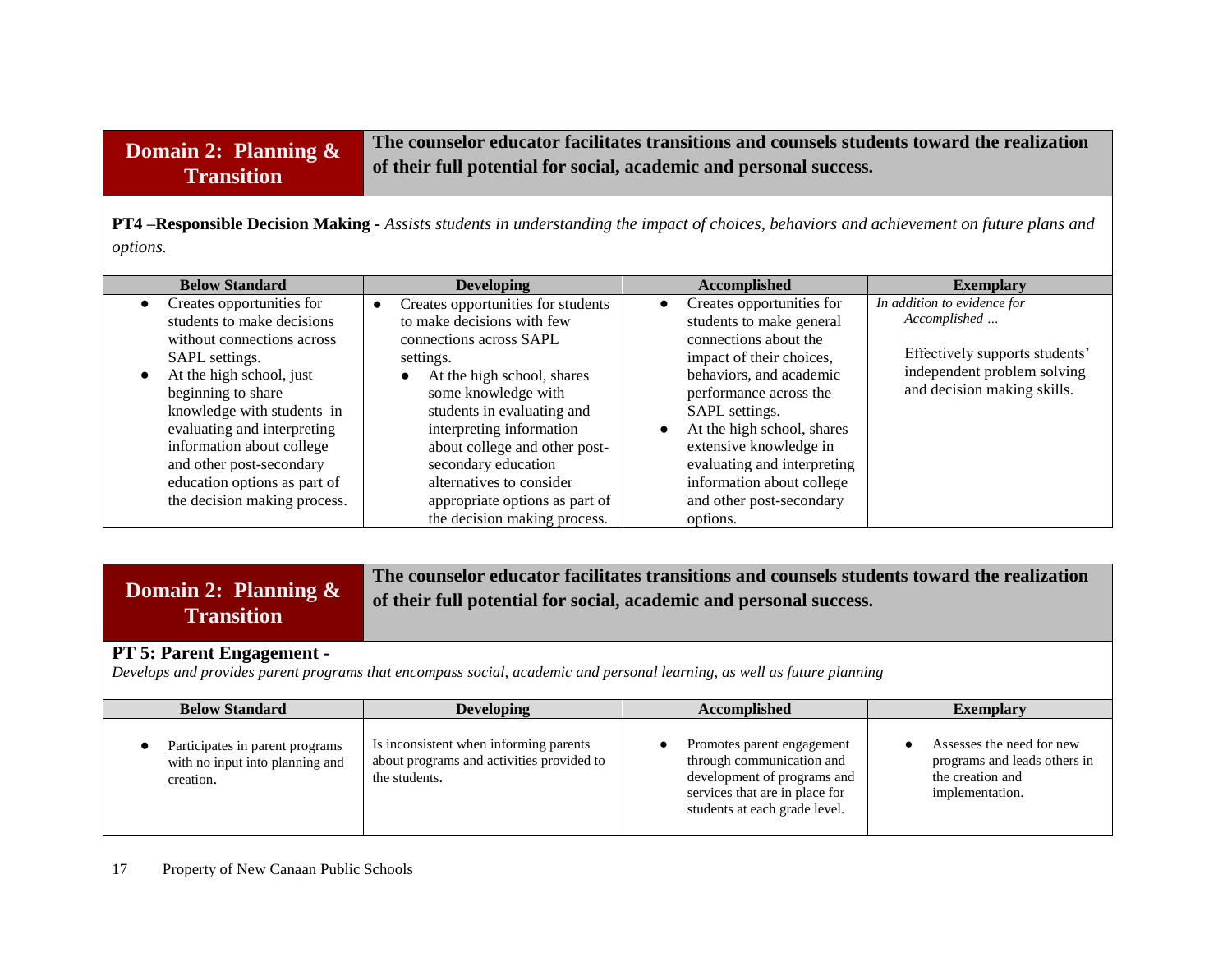## Domain 2: Planning & Transition

**The counselor educator facilitates transitions and counsels students toward the realization of their full potential for social, academic and personal success.**

**PT4 –Responsible Decision Making -** *Assists students in understanding the impact of choices, behaviors and achievement on future plans and options.*

| Below Standard | Developing | Accomplished | Exemplary |
|---|---|---|---|
| • Creates opportunities for students to make decisions without connections across SAPL settings.<br>• At the high school, just beginning to share knowledge with students in evaluating and interpreting information about college and other post-secondary education options as part of the decision making process. | • Creates opportunities for students to make decisions with few connections across SAPL settings.<br>• At the high school, shares some knowledge with students in evaluating and interpreting information about college and other post-secondary education alternatives to consider appropriate options as part of the decision making process. | • Creates opportunities for students to make general connections about the impact of their choices, behaviors, and academic performance across the SAPL settings.<br>• At the high school, shares extensive knowledge in evaluating and interpreting information about college and other post-secondary options. | *In addition to evidence for Accomplished …*<br><br>Effectively supports students' independent problem solving and decision making skills. |

## Domain 2: Planning & Transition

**The counselor educator facilitates transitions and counsels students toward the realization of their full potential for social, academic and personal success.**

**PT 5: Parent Engagement -**
*Develops and provides parent programs that encompass social, academic and personal learning, as well as future planning*

| Below Standard | Developing | Accomplished | Exemplary |
|---|---|---|---|
| • Participates in parent programs with no input into planning and creation. | Is inconsistent when informing parents about programs and activities provided to the students. | • Promotes parent engagement through communication and development of programs and services that are in place for students at each grade level. | • Assesses the need for new programs and leads others in the creation and implementation. |

Property of New Canaan Public Schools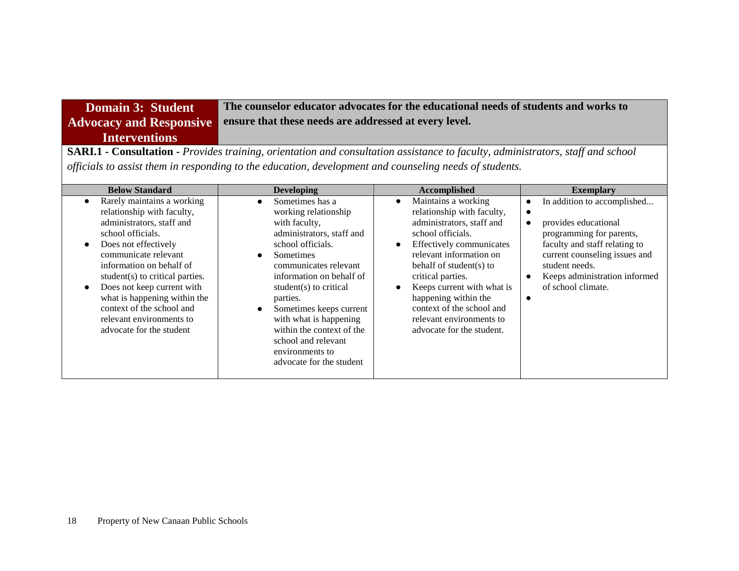| **Domain 3: Student Advocacy and Responsive Interventions** | **The counselor educator advocates for the educational needs of students and works to ensure that these needs are addressed at every level.** |
|---|---|

**SARI.1 - Consultation -** *Provides training, orientation and consultation assistance to faculty, administrators, staff and school officials to assist them in responding to the education, development and counseling needs of students.*

| Below Standard | Developing | Accomplished | Exemplary |
|---|---|---|---|
| • Rarely maintains a working relationship with faculty, administrators, staff and school officials.<br>• Does not effectively communicate relevant information on behalf of student(s) to critical parties.<br>• Does not keep current with what is happening within the context of the school and relevant environments to advocate for the student | • Sometimes has a working relationship with faculty, administrators, staff and school officials.<br>• Sometimes communicates relevant information on behalf of student(s) to critical parties.<br>• Sometimes keeps current with what is happening within the context of the school and relevant environments to advocate for the student | • Maintains a working relationship with faculty, administrators, staff and school officials.<br>• Effectively communicates relevant information on behalf of student(s) to critical parties.<br>• Keeps current with what is happening within the context of the school and relevant environments to advocate for the student. | • In addition to accomplished...<br>•<br>• provides educational programming for parents, faculty and staff relating to current counseling issues and student needs.<br>• Keeps administration informed of school climate.<br>• |

Property of New Canaan Public Schools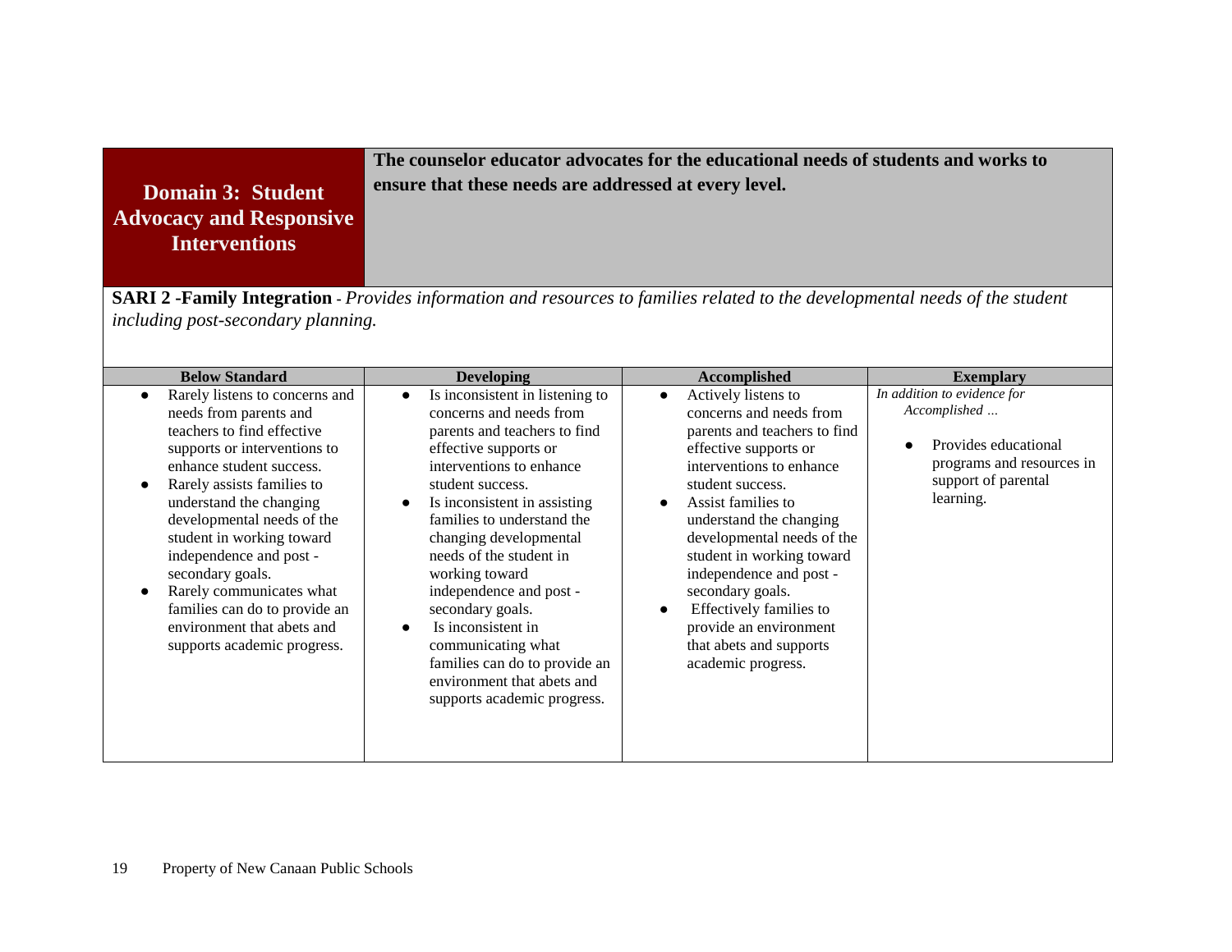| Domain 3: Student Advocacy and Responsive Interventions | The counselor educator advocates for the educational needs of students and works to ensure that these needs are addressed at every level. |
|---|---|

**SARI 2 -Family Integration** - *Provides information and resources to families related to the developmental needs of the student including post-secondary planning.*

| Below Standard | Developing | Accomplished | Exemplary |
|---|---|---|---|
| • Rarely listens to concerns and needs from parents and teachers to find effective supports or interventions to enhance student success.<br>• Rarely assists families to understand the changing developmental needs of the student in working toward independence and post - secondary goals.<br>• Rarely communicates what families can do to provide an environment that abets and supports academic progress. | • Is inconsistent in listening to concerns and needs from parents and teachers to find effective supports or interventions to enhance student success.<br>• Is inconsistent in assisting families to understand the changing developmental needs of the student in working toward independence and post - secondary goals.<br>• Is inconsistent in communicating what families can do to provide an environment that abets and supports academic progress. | • Actively listens to concerns and needs from parents and teachers to find effective supports or interventions to enhance student success.<br>• Assist families to understand the changing developmental needs of the student in working toward independence and post - secondary goals.<br>• Effectively families to provide an environment that abets and supports academic progress. | *In addition to evidence for Accomplished …*<br>• Provides educational programs and resources in support of parental learning. |

Property of New Canaan Public Schools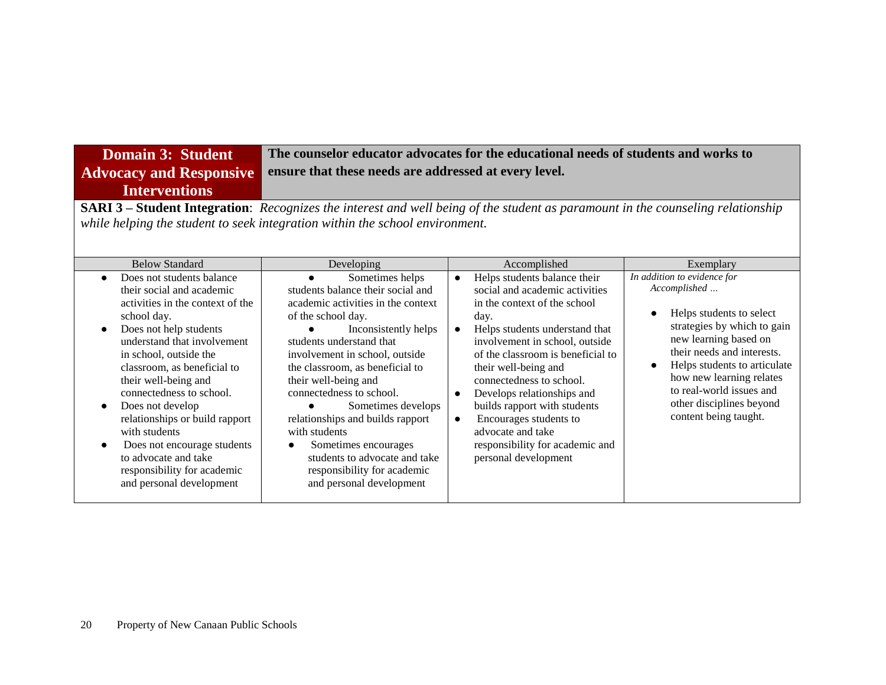| **Domain 3: Student Advocacy and Responsive Interventions** | **The counselor educator advocates for the educational needs of students and works to ensure that these needs are addressed at every level.** | | |
|---|---|---|---|
| **SARI 3 – Student Integration**: *Recognizes the interest and well being of the student as paramount in the counseling relationship while helping the student to seek integration within the school environment.* | | | |
| Below Standard | Developing | Accomplished | Exemplary |
| • Does not students balance their social and academic activities in the context of the school day.<br>• Does not help students understand that involvement in school, outside the classroom, as beneficial to their well-being and connectedness to school.<br>• Does not develop relationships or build rapport with students<br>• Does not encourage students to advocate and take responsibility for academic and personal development | • Sometimes helps students balance their social and academic activities in the context of the school day.<br>• Inconsistently helps students understand that involvement in school, outside the classroom, as beneficial to their well-being and connectedness to school.<br>• Sometimes develops relationships and builds rapport with students<br>• Sometimes encourages students to advocate and take responsibility for academic and personal development | • Helps students balance their social and academic activities in the context of the school day.<br>• Helps students understand that involvement in school, outside of the classroom is beneficial to their well-being and connectedness to school.<br>• Develops relationships and builds rapport with students<br>• Encourages students to advocate and take responsibility for academic and personal development | *In addition to evidence for Accomplished …*<br>• Helps students to select strategies by which to gain new learning based on their needs and interests.<br>• Helps students to articulate how new learning relates to real-world issues and other disciplines beyond content being taught. |

Property of New Canaan Public Schools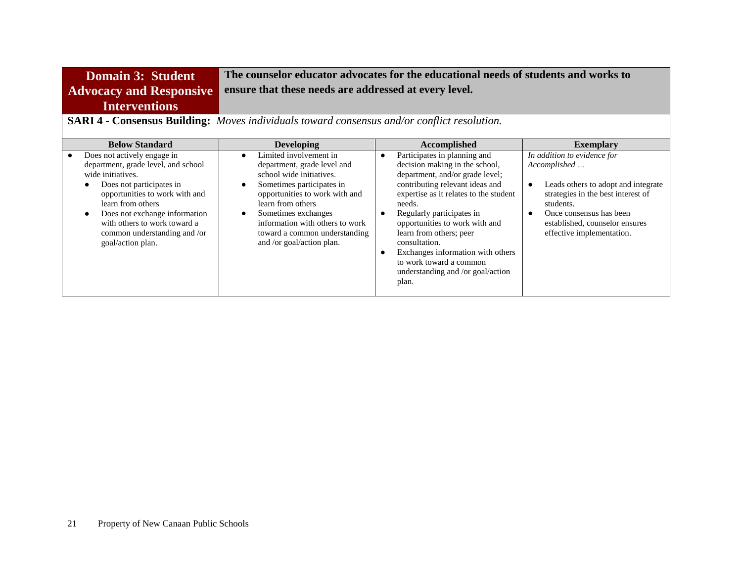| **Domain 3: Student Advocacy and Responsive Interventions** | **The counselor educator advocates for the educational needs of students and works to ensure that these needs are addressed at every level.** | | |
|---|---|---|---|
| **SARI 4 - Consensus Building:** *Moves individuals toward consensus and/or conflict resolution.* | | | |
| **Below Standard** | **Developing** | **Accomplished** | **Exemplary** |
| • Does not actively engage in department, grade level, and school wide initiatives.<br>• Does not participates in opportunities to work with and learn from others<br>• Does not exchange information with others to work toward a common understanding and /or goal/action plan. | • Limited involvement in department, grade level and school wide initiatives.<br>• Sometimes participates in opportunities to work with and learn from others<br>• Sometimes exchanges information with others to work toward a common understanding and /or goal/action plan. | • Participates in planning and decision making in the school, department, and/or grade level; contributing relevant ideas and expertise as it relates to the student needs.<br>• Regularly participates in opportunities to work with and learn from others; peer consultation.<br>• Exchanges information with others to work toward a common understanding and /or goal/action plan. | *In addition to evidence for Accomplished …*<br>• Leads others to adopt and integrate strategies in the best interest of students.<br>• Once consensus has been established, counselor ensures effective implementation. |

Property of New Canaan Public Schools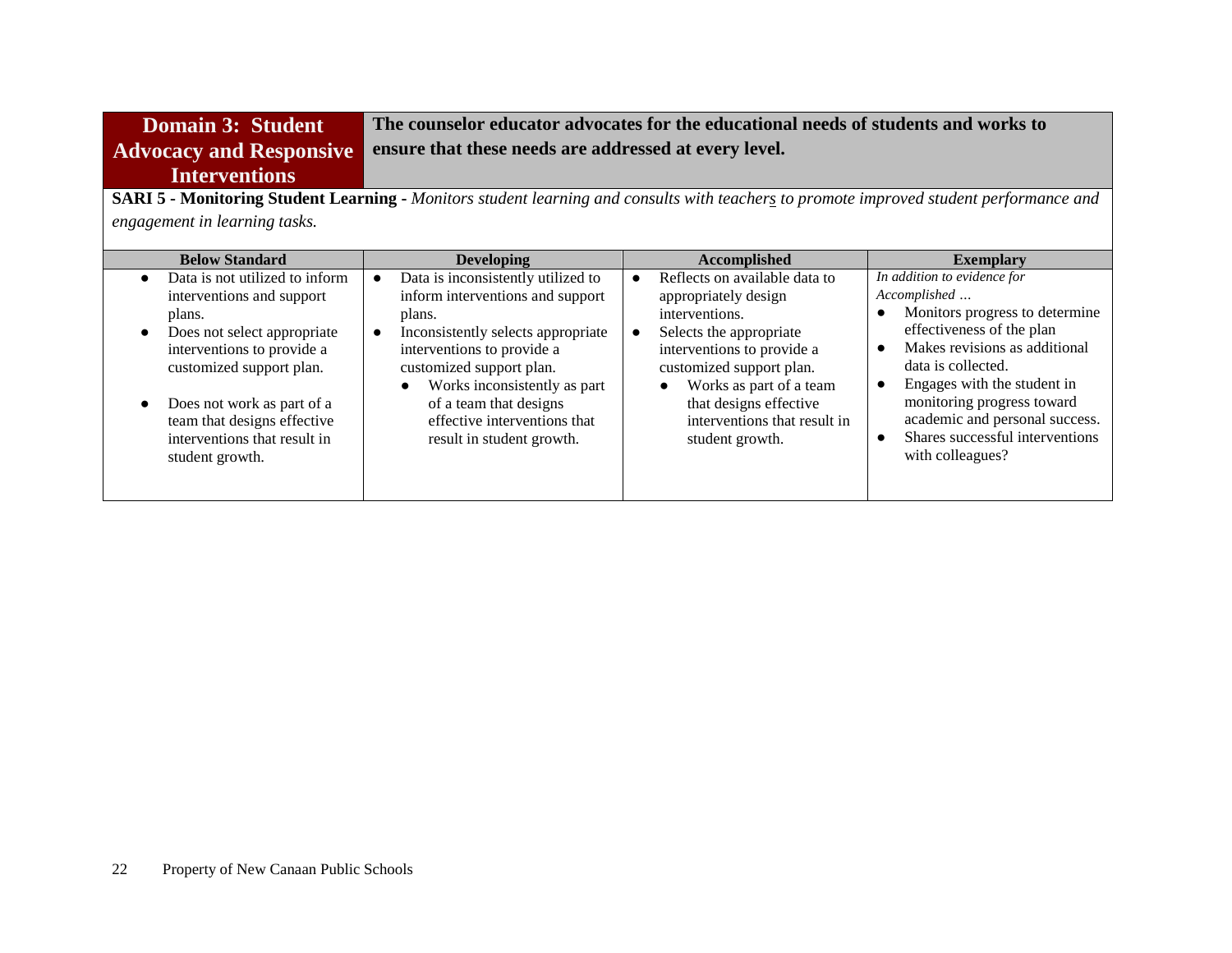| **Domain 3: Student Advocacy and Responsive Interventions** | **The counselor educator advocates for the educational needs of students and works to ensure that these needs are addressed at every level.** |
|---|---|

**SARI 5 - Monitoring Student Learning** - *Monitors student learning and consults with teachers to promote improved student performance and engagement in learning tasks.*

| Below Standard | Developing | Accomplished | Exemplary |
|---|---|---|---|
| • Data is not utilized to inform interventions and support plans.<br>• Does not select appropriate interventions to provide a customized support plan.<br>• Does not work as part of a team that designs effective interventions that result in student growth. | • Data is inconsistently utilized to inform interventions and support plans.<br>• Inconsistently selects appropriate interventions to provide a customized support plan.<br>• Works inconsistently as part of a team that designs effective interventions that result in student growth. | • Reflects on available data to appropriately design interventions.<br>• Selects the appropriate interventions to provide a customized support plan.<br>• Works as part of a team that designs effective interventions that result in student growth. | *In addition to evidence for Accomplished …*<br>• Monitors progress to determine effectiveness of the plan<br>• Makes revisions as additional data is collected.<br>• Engages with the student in monitoring progress toward academic and personal success.<br>• Shares successful interventions with colleagues? |

Property of New Canaan Public Schools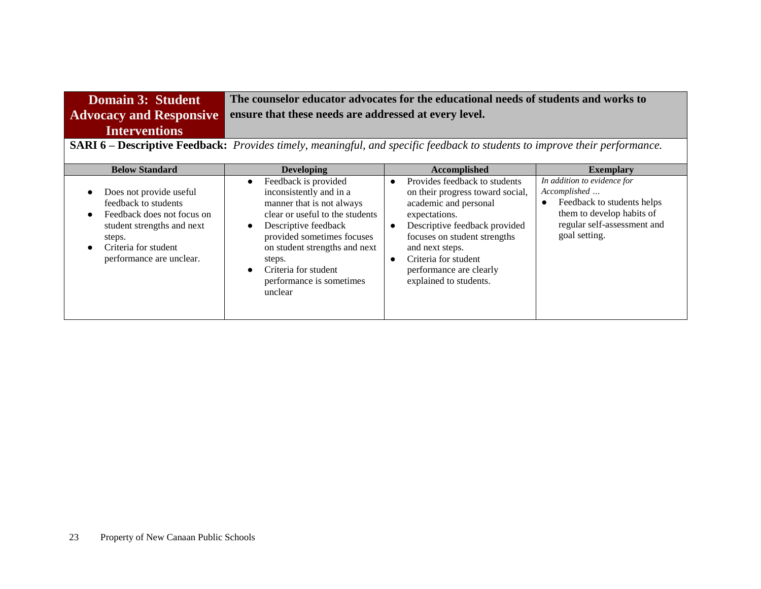| Domain 3: Student Advocacy and Responsive Interventions | **The counselor educator advocates for the educational needs of students and works to ensure that these needs are addressed at every level.** |
| --- | --- |

**SARI 6 – Descriptive Feedback:** *Provides timely, meaningful, and specific feedback to students to improve their performance.*

| Below Standard | Developing | Accomplished | Exemplary |
| --- | --- | --- | --- |
| ● Does not provide useful feedback to students<br>● Feedback does not focus on student strengths and next steps.<br>● Criteria for student performance are unclear. | ● Feedback is provided inconsistently and in a manner that is not always clear or useful to the students<br>● Descriptive feedback provided sometimes focuses on student strengths and next steps.<br>● Criteria for student performance is sometimes unclear | ● Provides feedback to students on their progress toward social, academic and personal expectations.<br>● Descriptive feedback provided focuses on student strengths and next steps.<br>● Criteria for student performance are clearly explained to students. | *In addition to evidence for Accomplished …*<br>● Feedback to students helps them to develop habits of regular self-assessment and goal setting. |

Property of New Canaan Public Schools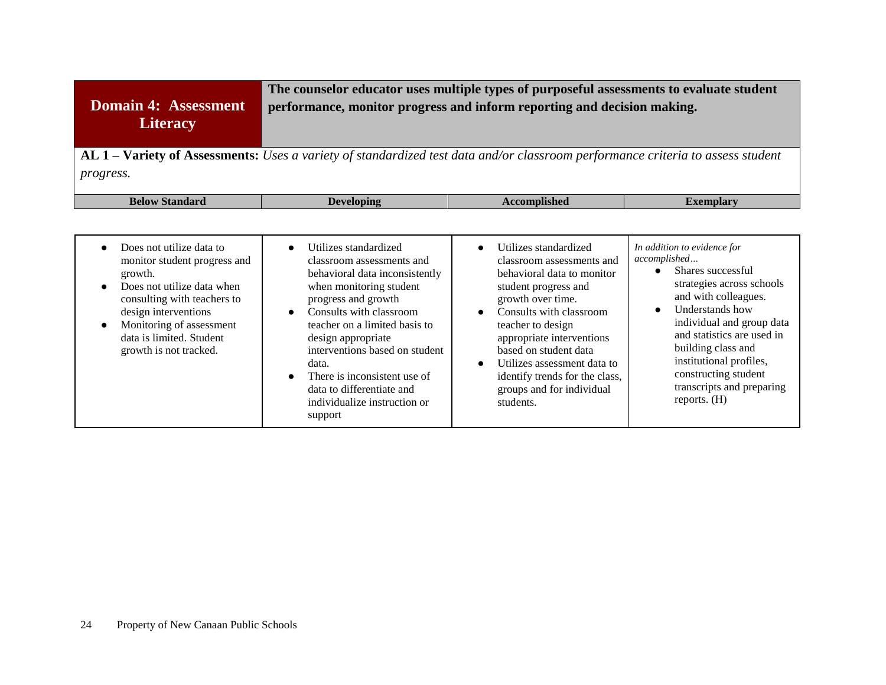| **Domain 4: Assessment Literacy** | **The counselor educator uses multiple types of purposeful assessments to evaluate student performance, monitor progress and inform reporting and decision making.** | | |
|---|---|---|---|
| **AL 1 – Variety of Assessments:** *Uses a variety of standardized test data and/or classroom performance criteria to assess student progress.* | | | |
| **Below Standard** | **Developing** | **Accomplished** | **Exemplary** |
| • Does not utilize data to monitor student progress and growth.<br>• Does not utilize data when consulting with teachers to design interventions<br>• Monitoring of assessment data is limited. Student growth is not tracked. | • Utilizes standardized classroom assessments and behavioral data inconsistently when monitoring student progress and growth<br>• Consults with classroom teacher on a limited basis to design appropriate interventions based on student data.<br>• There is inconsistent use of data to differentiate and individualize instruction or support | • Utilizes standardized classroom assessments and behavioral data to monitor student progress and growth over time.<br>• Consults with classroom teacher to design appropriate interventions based on student data<br>• Utilizes assessment data to identify trends for the class, groups and for individual students. | *In addition to evidence for accomplished…*<br>• Shares successful strategies across schools and with colleagues.<br>• Understands how individual and group data and statistics are used in building class and institutional profiles, constructing student transcripts and preparing reports. (H) |

Property of New Canaan Public Schools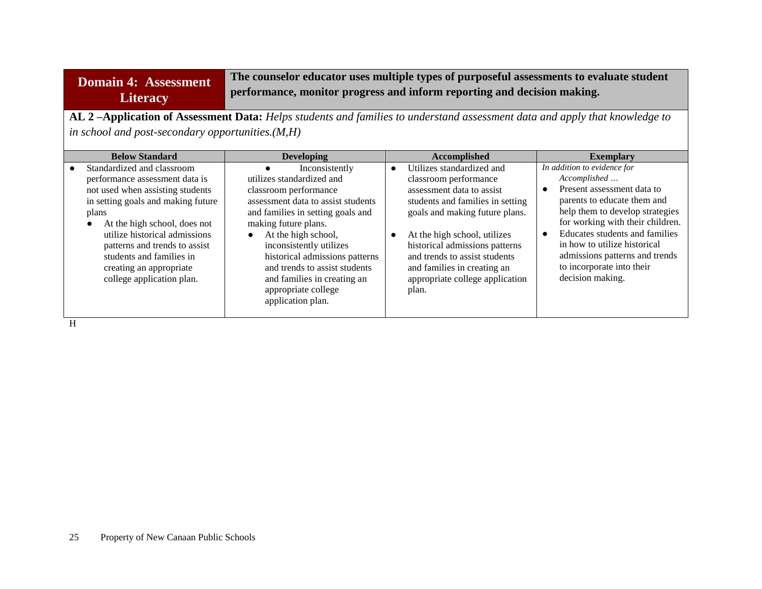| Domain 4: Assessment Literacy | The counselor educator uses multiple types of purposeful assessments to evaluate student performance, monitor progress and inform reporting and decision making. |
|---|---|

**AL 2 –Application of Assessment Data:** *Helps students and families to understand assessment data and apply that knowledge to in school and post-secondary opportunities.(M,H)*

| Below Standard | Developing | Accomplished | Exemplary |
|---|---|---|---|
| ● Standardized and classroom performance assessment data is not used when assisting students in setting goals and making future plans<br>● At the high school, does not utilize historical admissions patterns and trends to assist students and families in creating an appropriate college application plan. | ● Inconsistently utilizes standardized and classroom performance assessment data to assist students and families in setting goals and making future plans.<br>● At the high school, inconsistently utilizes historical admissions patterns and trends to assist students and families in creating an appropriate college application plan. | ● Utilizes standardized and classroom performance assessment data to assist students and families in setting goals and making future plans.<br>● At the high school, utilizes historical admissions patterns and trends to assist students and families in creating an appropriate college application plan. | *In addition to evidence for Accomplished …*<br>● Present assessment data to parents to educate them and help them to develop strategies for working with their children.<br>● Educates students and families in how to utilize historical admissions patterns and trends to incorporate into their decision making. |

H

Property of New Canaan Public Schools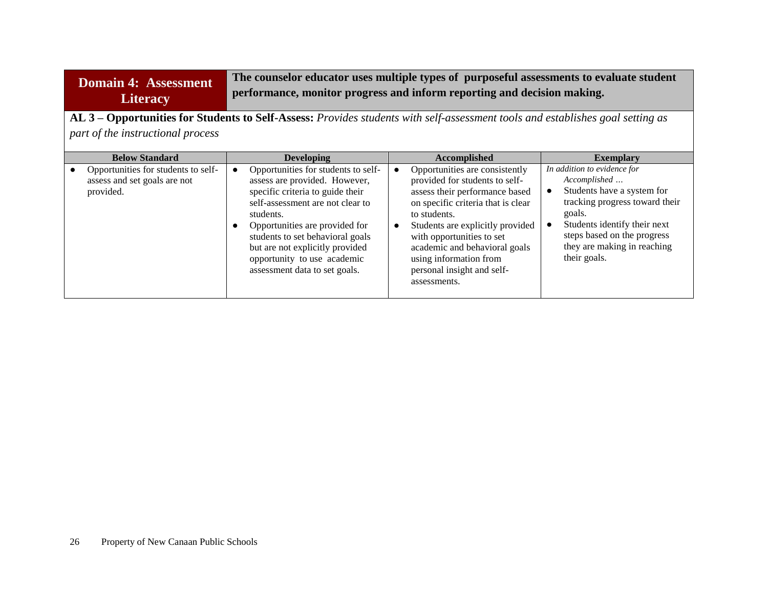| **Domain 4: Assessment Literacy** | **The counselor educator uses multiple types of purposeful assessments to evaluate student performance, monitor progress and inform reporting and decision making.** |
|---|---|

**AL 3 – Opportunities for Students to Self-Assess:** *Provides students with self-assessment tools and establishes goal setting as part of the instructional process*

| Below Standard | Developing | Accomplished | Exemplary |
|---|---|---|---|
| • Opportunities for students to self-assess and set goals are not provided. | • Opportunities for students to self-assess are provided. However, specific criteria to guide their self-assessment are not clear to students.<br>• Opportunities are provided for students to set behavioral goals but are not explicitly provided opportunity to use academic assessment data to set goals. | • Opportunities are consistently provided for students to self-assess their performance based on specific criteria that is clear to students.<br>• Students are explicitly provided with opportunities to set academic and behavioral goals using information from personal insight and self-assessments. | *In addition to evidence for Accomplished …*<br>• Students have a system for tracking progress toward their goals.<br>• Students identify their next steps based on the progress they are making in reaching their goals. |

Property of New Canaan Public Schools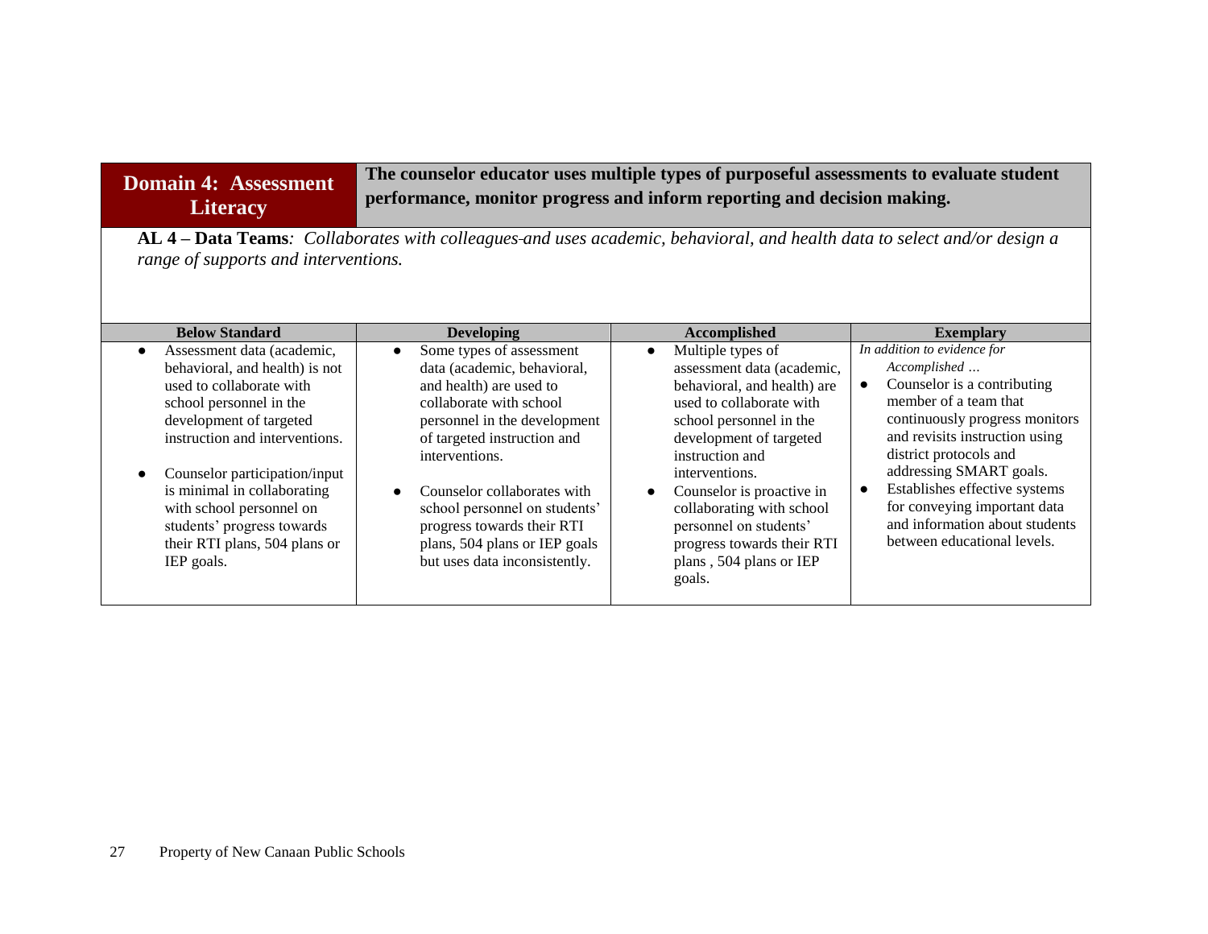| **Domain 4: Assessment Literacy** | **The counselor educator uses multiple types of purposeful assessments to evaluate student performance, monitor progress and inform reporting and decision making.** |
|---|---|

**AL 4 – Data Teams***: Collaborates with colleagues and uses academic, behavioral, and health data to select and/or design a range of supports and interventions.*

| Below Standard | Developing | Accomplished | Exemplary |
|---|---|---|---|
| ● Assessment data (academic, behavioral, and health) is not used to collaborate with school personnel in the development of targeted instruction and interventions.<br><br>● Counselor participation/input is minimal in collaborating with school personnel on students' progress towards their RTI plans, 504 plans or IEP goals. | ● Some types of assessment data (academic, behavioral, and health) are used to collaborate with school personnel in the development of targeted instruction and interventions.<br><br>● Counselor collaborates with school personnel on students' progress towards their RTI plans, 504 plans or IEP goals but uses data inconsistently. | ● Multiple types of assessment data (academic, behavioral, and health) are used to collaborate with school personnel in the development of targeted instruction and interventions.<br>● Counselor is proactive in collaborating with school personnel on students' progress towards their RTI plans , 504 plans or IEP goals. | *In addition to evidence for Accomplished …*<br>● Counselor is a contributing member of a team that continuously progress monitors and revisits instruction using district protocols and addressing SMART goals.<br>● Establishes effective systems for conveying important data and information about students between educational levels. |

Property of New Canaan Public Schools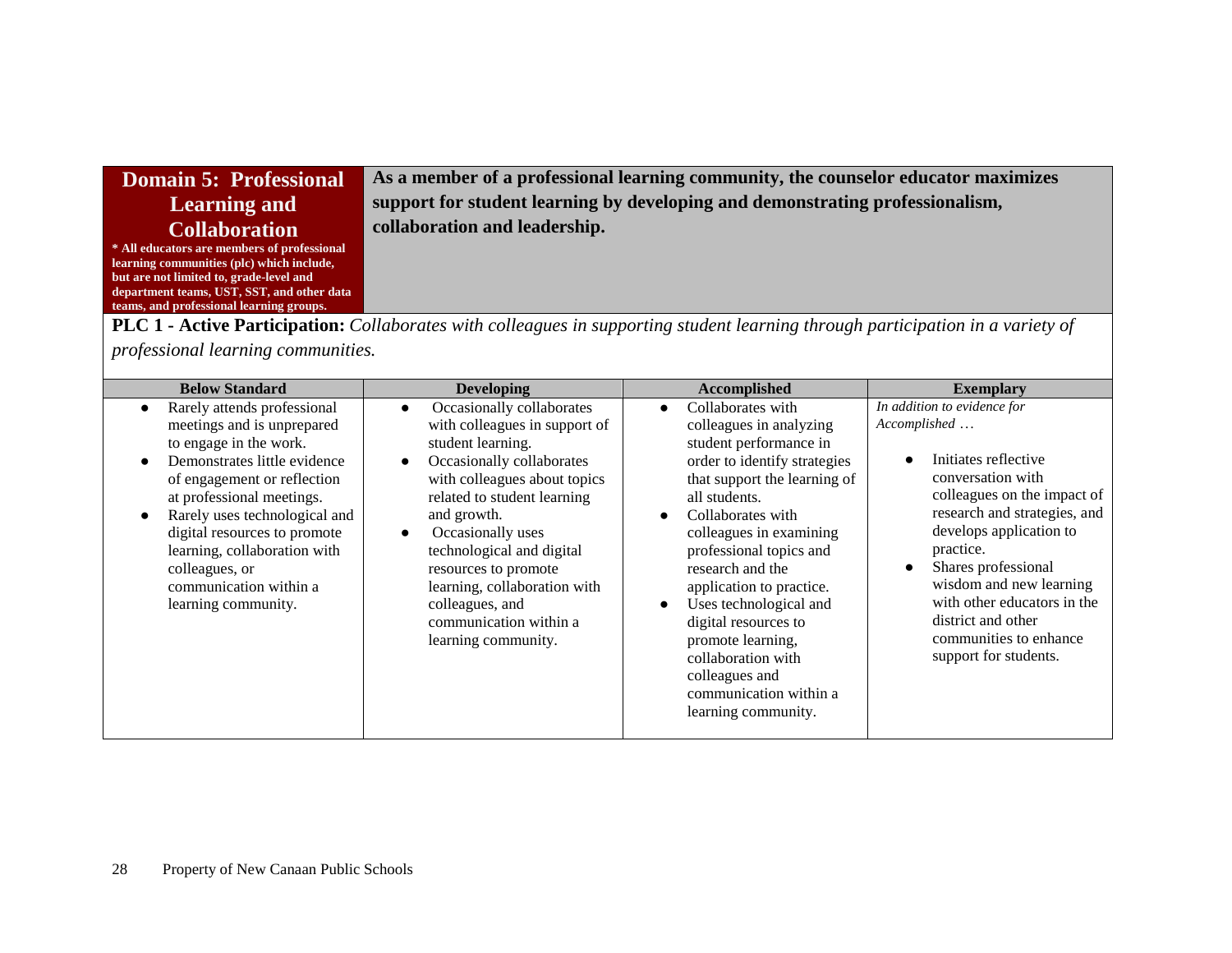## Domain 5: Professional Learning and Collaboration

**\* All educators are members of professional learning communities (plc) which include, but are not limited to, grade-level and department teams, UST, SST, and other data teams, and professional learning groups.**

**As a member of a professional learning community, the counselor educator maximizes support for student learning by developing and demonstrating professionalism, collaboration and leadership.**

**PLC 1 - Active Participation:** *Collaborates with colleagues in supporting student learning through participation in a variety of professional learning communities.*

| Below Standard | Developing | Accomplished | Exemplary |
|---|---|---|---|
| • Rarely attends professional meetings and is unprepared to engage in the work.<br>• Demonstrates little evidence of engagement or reflection at professional meetings.<br>• Rarely uses technological and digital resources to promote learning, collaboration with colleagues, or communication within a learning community. | • Occasionally collaborates with colleagues in support of student learning.<br>• Occasionally collaborates with colleagues about topics related to student learning and growth.<br>• Occasionally uses technological and digital resources to promote learning, collaboration with colleagues, and communication within a learning community. | • Collaborates with colleagues in analyzing student performance in order to identify strategies that support the learning of all students.<br>• Collaborates with colleagues in examining professional topics and research and the application to practice.<br>• Uses technological and digital resources to promote learning, collaboration with colleagues and communication within a learning community. | *In addition to evidence for Accomplished …*<br>• Initiates reflective conversation with colleagues on the impact of research and strategies, and develops application to practice.<br>• Shares professional wisdom and new learning with other educators in the district and other communities to enhance support for students. |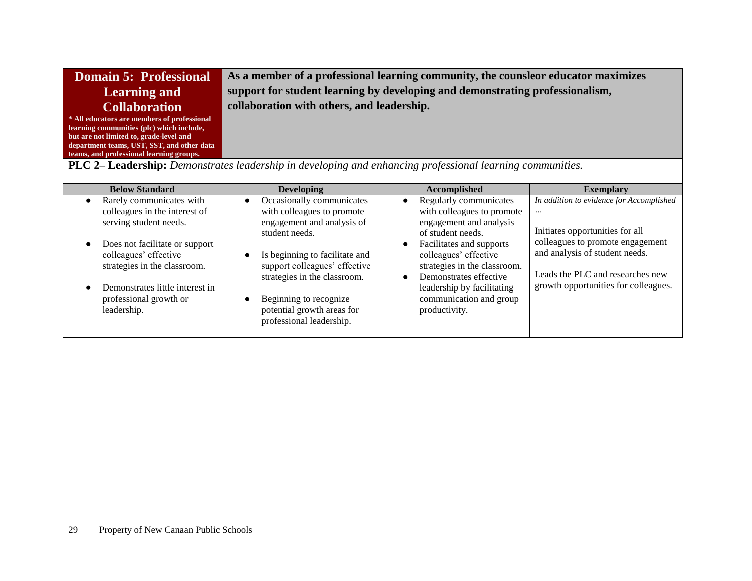| **Domain 5: Professional Learning and Collaboration**<br>**\* All educators are members of professional learning communities (plc) which include, but are not limited to, grade-level and department teams, UST, SST, and other data teams, and professional learning groups.** | **As a member of a professional learning community, the counsleor educator maximizes support for student learning by developing and demonstrating professionalism, collaboration with others, and leadership.** | | |
|---|---|---|---|

**PLC 2– Leadership:** *Demonstrates leadership in developing and enhancing professional learning communities.*

| Below Standard | Developing | Accomplished | Exemplary |
|---|---|---|---|
| • Rarely communicates with colleagues in the interest of serving student needs.<br><br>• Does not facilitate or support colleagues' effective strategies in the classroom.<br><br>• Demonstrates little interest in professional growth or leadership. | • Occasionally communicates with colleagues to promote engagement and analysis of student needs.<br><br>• Is beginning to facilitate and support colleagues' effective strategies in the classroom.<br><br>• Beginning to recognize potential growth areas for professional leadership. | • Regularly communicates with colleagues to promote engagement and analysis of student needs.<br>• Facilitates and supports colleagues' effective strategies in the classroom.<br>• Demonstrates effective leadership by facilitating communication and group productivity. | *In addition to evidence for Accomplished …*<br><br>Initiates opportunities for all colleagues to promote engagement and analysis of student needs.<br><br>Leads the PLC and researches new growth opportunities for colleagues. |

Property of New Canaan Public Schools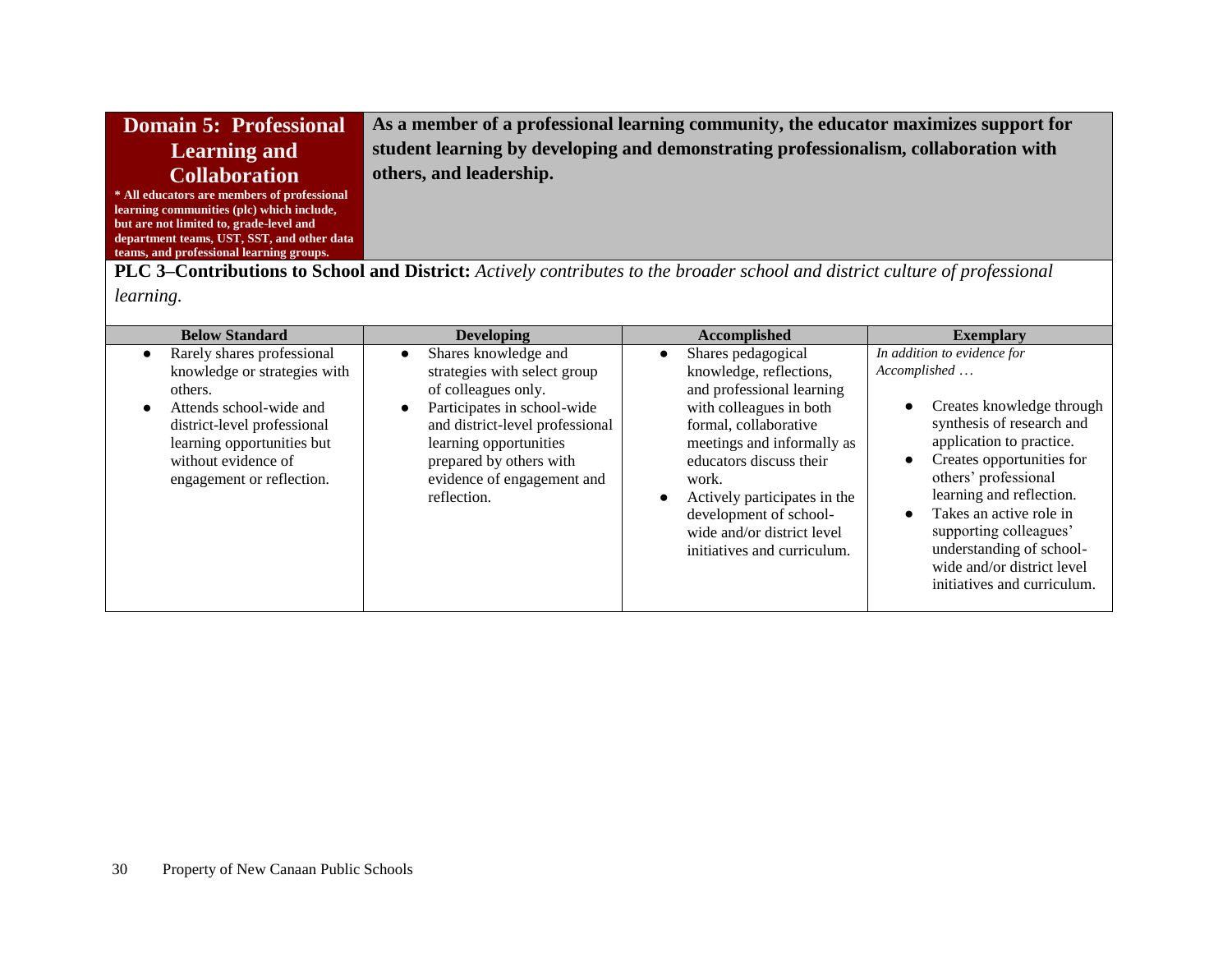| **Domain 5: Professional Learning and Collaboration** | **As a member of a professional learning community, the educator maximizes support for student learning by developing and demonstrating professionalism, collaboration with others, and leadership.** |
|---|---|
| **\* All educators are members of professional learning communities (plc) which include, but are not limited to, grade-level and department teams, UST, SST, and other data teams, and professional learning groups.** | |

**PLC 3–Contributions to School and District:** *Actively contributes to the broader school and district culture of professional learning.*

| Below Standard | Developing | Accomplished | Exemplary |
|---|---|---|---|
| • Rarely shares professional knowledge or strategies with others.<br>• Attends school-wide and district-level professional learning opportunities but without evidence of engagement or reflection. | • Shares knowledge and strategies with select group of colleagues only.<br>• Participates in school-wide and district-level professional learning opportunities prepared by others with evidence of engagement and reflection. | • Shares pedagogical knowledge, reflections, and professional learning with colleagues in both formal, collaborative meetings and informally as educators discuss their work.<br>• Actively participates in the development of school-wide and/or district level initiatives and curriculum. | *In addition to evidence for Accomplished …*<br>• Creates knowledge through synthesis of research and application to practice.<br>• Creates opportunities for others' professional learning and reflection.<br>• Takes an active role in supporting colleagues' understanding of school-wide and/or district level initiatives and curriculum. |

Property of New Canaan Public Schools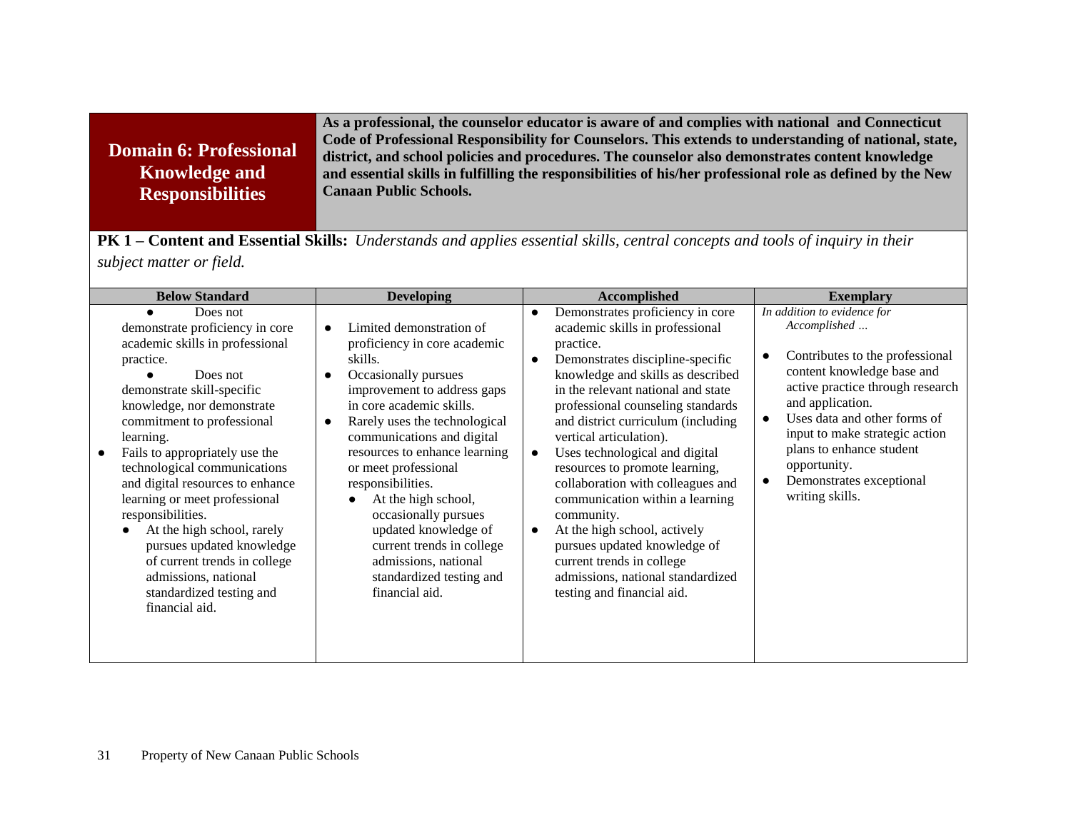| **Domain 6: Professional Knowledge and Responsibilities** | **As a professional, the counselor educator is aware of and complies with national and Connecticut Code of Professional Responsibility for Counselors. This extends to understanding of national, state, district, and school policies and procedures. The counselor also demonstrates content knowledge and essential skills in fulfilling the responsibilities of his/her professional role as defined by the New Canaan Public Schools.** |
|---|---|

**PK 1 – Content and Essential Skills:** *Understands and applies essential skills, central concepts and tools of inquiry in their subject matter or field.*

| Below Standard | Developing | Accomplished | Exemplary |
|---|---|---|---|
| • Does not demonstrate proficiency in core academic skills in professional practice.<br>• Does not demonstrate skill-specific knowledge, nor demonstrate commitment to professional learning.<br>• Fails to appropriately use the technological communications and digital resources to enhance learning or meet professional responsibilities.<br>  • At the high school, rarely pursues updated knowledge of current trends in college admissions, national standardized testing and financial aid. | • Limited demonstration of proficiency in core academic skills.<br>• Occasionally pursues improvement to address gaps in core academic skills.<br>• Rarely uses the technological communications and digital resources to enhance learning or meet professional responsibilities.<br>  • At the high school, occasionally pursues updated knowledge of current trends in college admissions, national standardized testing and financial aid. | • Demonstrates proficiency in core academic skills in professional practice.<br>• Demonstrates discipline-specific knowledge and skills as described in the relevant national and state professional counseling standards and district curriculum (including vertical articulation).<br>• Uses technological and digital resources to promote learning, collaboration with colleagues and communication within a learning community.<br>• At the high school, actively pursues updated knowledge of current trends in college admissions, national standardized testing and financial aid. | *In addition to evidence for Accomplished …*<br>• Contributes to the professional content knowledge base and active practice through research and application.<br>• Uses data and other forms of input to make strategic action plans to enhance student opportunity.<br>• Demonstrates exceptional writing skills. |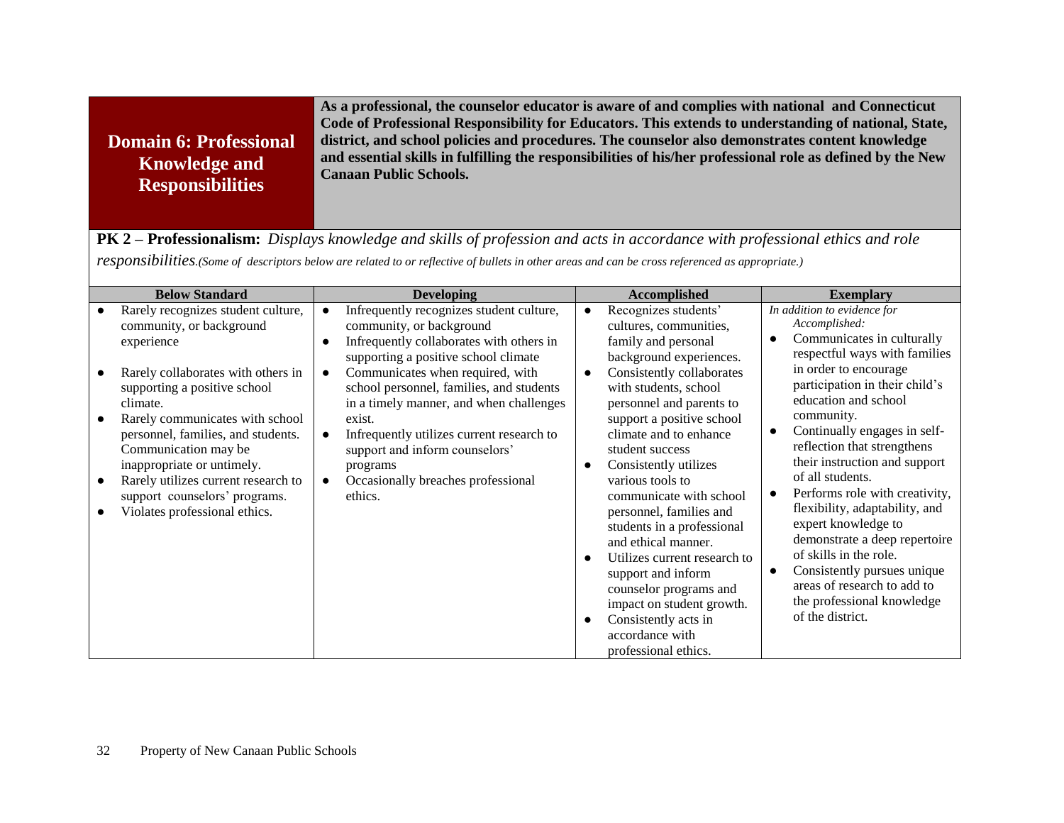## Domain 6: Professional Knowledge and Responsibilities

**As a professional, the counselor educator is aware of and complies with national and Connecticut Code of Professional Responsibility for Educators. This extends to understanding of national, State, district, and school policies and procedures. The counselor also demonstrates content knowledge and essential skills in fulfilling the responsibilities of his/her professional role as defined by the New Canaan Public Schools.**

**PK 2 – Professionalism:** *Displays knowledge and skills of profession and acts in accordance with professional ethics and role responsibilities.(Some of descriptors below are related to or reflective of bullets in other areas and can be cross referenced as appropriate.)*

| Below Standard | Developing | Accomplished | Exemplary |
|---|---|---|---|
| ● Rarely recognizes student culture, community, or background experience<br>● Rarely collaborates with others in supporting a positive school climate.<br>● Rarely communicates with school personnel, families, and students. Communication may be inappropriate or untimely.<br>● Rarely utilizes current research to support counselors' programs.<br>● Violates professional ethics. | ● Infrequently recognizes student culture, community, or background<br>● Infrequently collaborates with others in supporting a positive school climate<br>● Communicates when required, with school personnel, families, and students in a timely manner, and when challenges exist.<br>● Infrequently utilizes current research to support and inform counselors' programs<br>● Occasionally breaches professional ethics. | ● Recognizes students' cultures, communities, family and personal background experiences.<br>● Consistently collaborates with students, school personnel and parents to support a positive school climate and to enhance student success<br>● Consistently utilizes various tools to communicate with school personnel, families and students in a professional and ethical manner.<br>● Utilizes current research to support and inform counselor programs and impact on student growth.<br>● Consistently acts in accordance with professional ethics. | *In addition to evidence for Accomplished:*<br>● Communicates in culturally respectful ways with families in order to encourage participation in their child's education and school community.<br>● Continually engages in self-reflection that strengthens their instruction and support of all students.<br>● Performs role with creativity, flexibility, adaptability, and expert knowledge to demonstrate a deep repertoire of skills in the role.<br>● Consistently pursues unique areas of research to add to the professional knowledge of the district. |

Property of New Canaan Public Schools